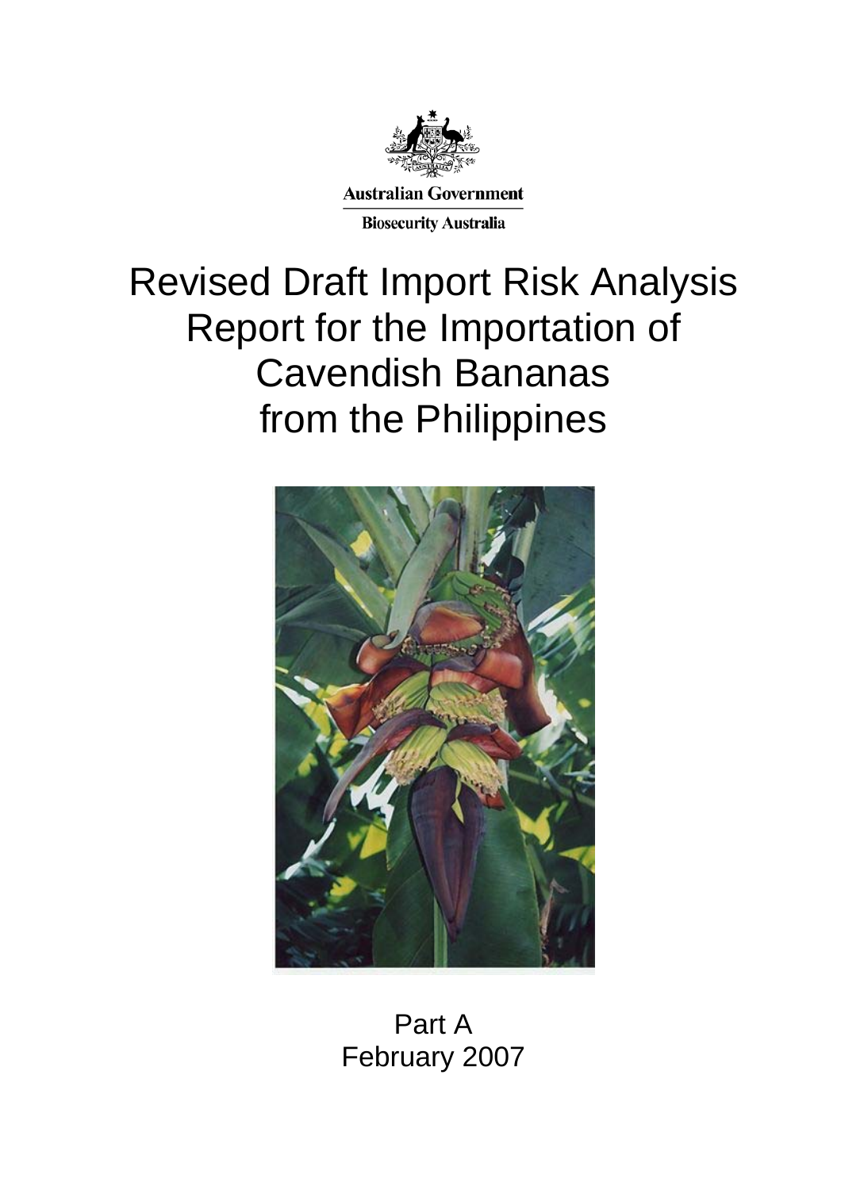Australian Government

Biosecurity Australia

# Revised Draft Import Risk Analysis Report for the Importation of Cavendish Bananas from the Philippines

Part A

February 2007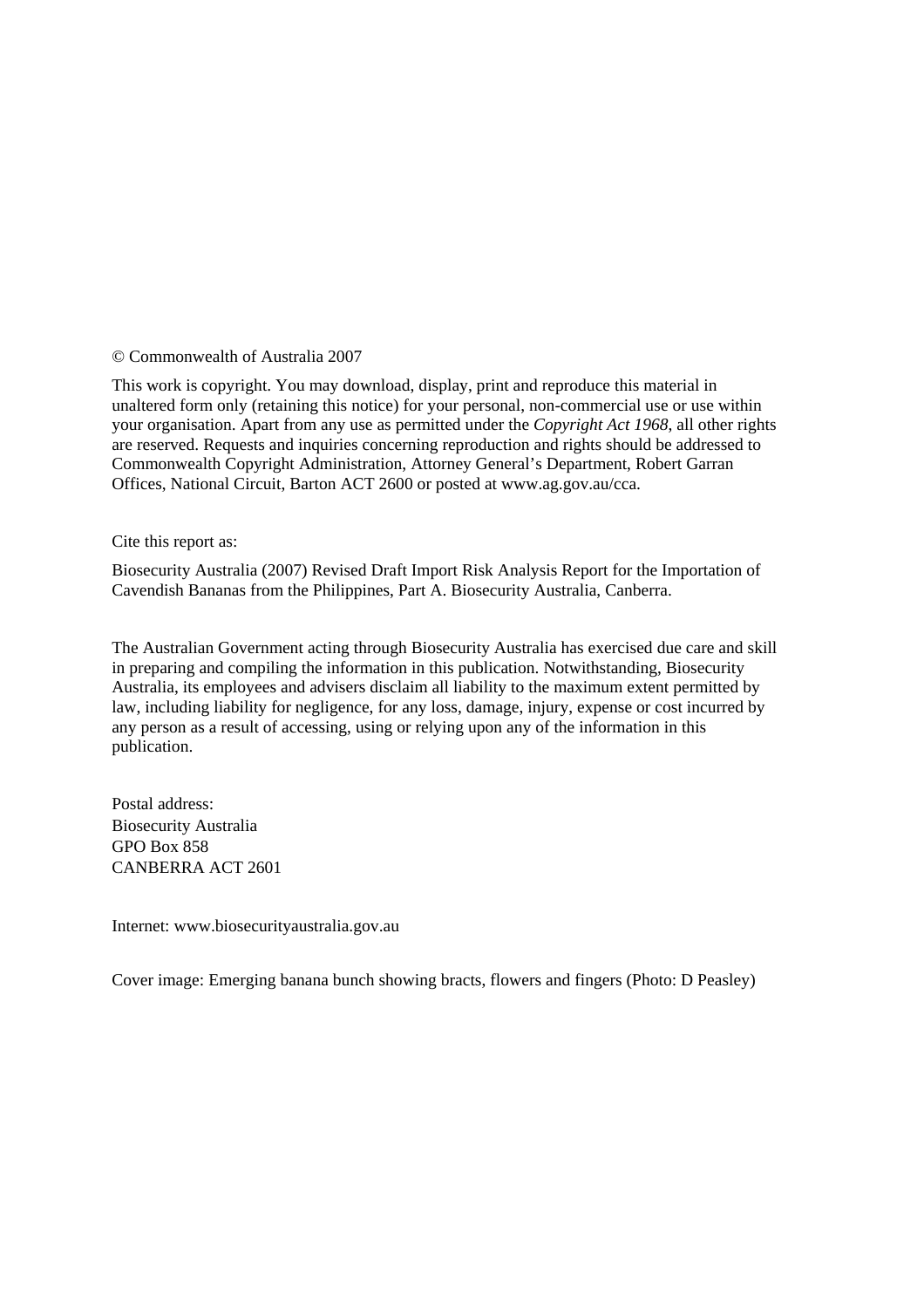© Commonwealth of Australia 2007

This work is copyright. You may download, display, print and reproduce this material in unaltered form only (retaining this notice) for your personal, non-commercial use or use within your organisation. Apart from any use as permitted under the *Copyright Act 1968*, all other rights are reserved. Requests and inquiries concerning reproduction and rights should be addressed to Commonwealth Copyright Administration, Attorney General's Department, Robert Garran Offices, National Circuit, Barton ACT 2600 or posted at www.ag.gov.au/cca.

Cite this report as:

Biosecurity Australia (2007) Revised Draft Import Risk Analysis Report for the Importation of Cavendish Bananas from the Philippines, Part A. Biosecurity Australia, Canberra.

The Australian Government acting through Biosecurity Australia has exercised due care and skill in preparing and compiling the information in this publication. Notwithstanding, Biosecurity Australia, its employees and advisers disclaim all liability to the maximum extent permitted by law, including liability for negligence, for any loss, damage, injury, expense or cost incurred by any person as a result of accessing, using or relying upon any of the information in this publication.

Postal address:
Biosecurity Australia
GPO Box 858
CANBERRA ACT 2601

Internet: www.biosecurityaustralia.gov.au

Cover image: Emerging banana bunch showing bracts, flowers and fingers (Photo: D Peasley)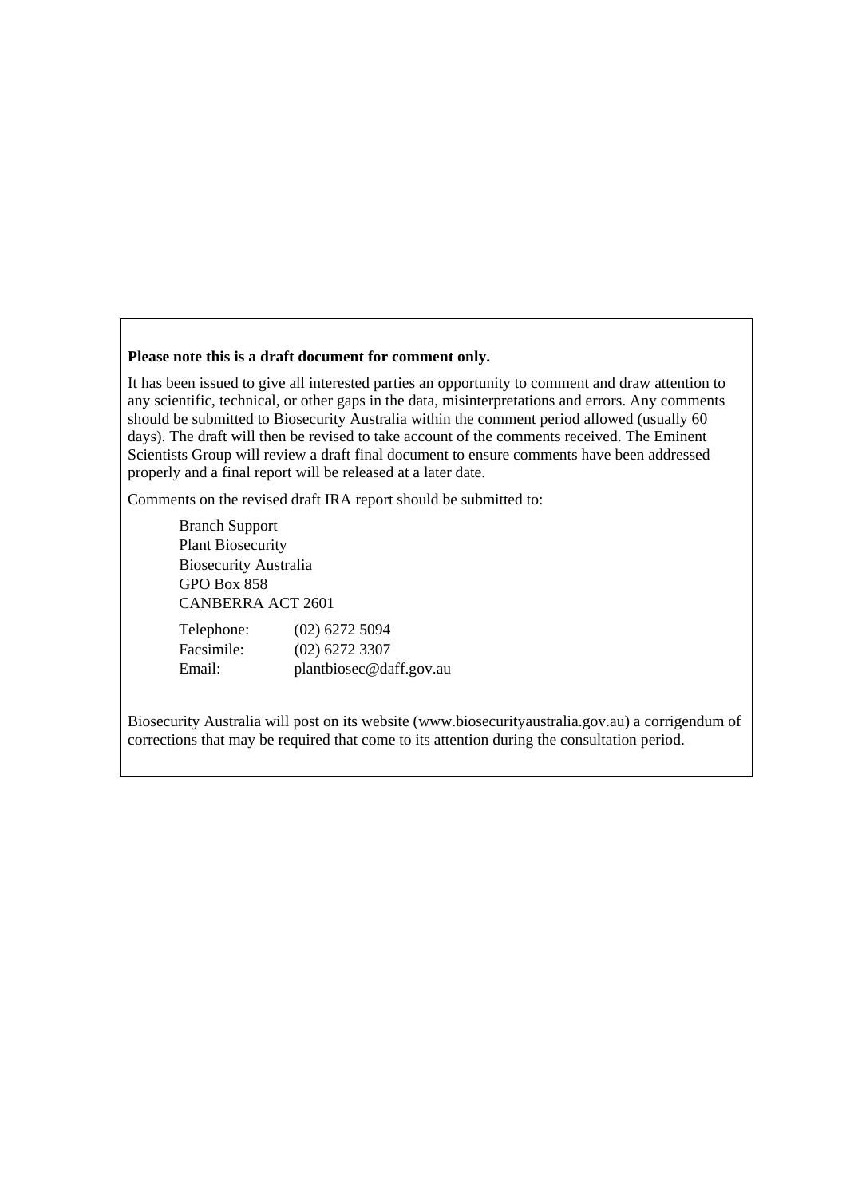**Please note this is a draft document for comment only.**

It has been issued to give all interested parties an opportunity to comment and draw attention to any scientific, technical, or other gaps in the data, misinterpretations and errors. Any comments should be submitted to Biosecurity Australia within the comment period allowed (usually 60 days). The draft will then be revised to take account of the comments received. The Eminent Scientists Group will review a draft final document to ensure comments have been addressed properly and a final report will be released at a later date.

Comments on the revised draft IRA report should be submitted to:

Branch Support
Plant Biosecurity
Biosecurity Australia
GPO Box 858
CANBERRA ACT 2601

| | |
|---|---|
| Telephone: | (02) 6272 5094 |
| Facsimile: | (02) 6272 3307 |
| Email: | plantbiosec@daff.gov.au |

Biosecurity Australia will post on its website (www.biosecurityaustralia.gov.au) a corrigendum of corrections that may be required that come to its attention during the consultation period.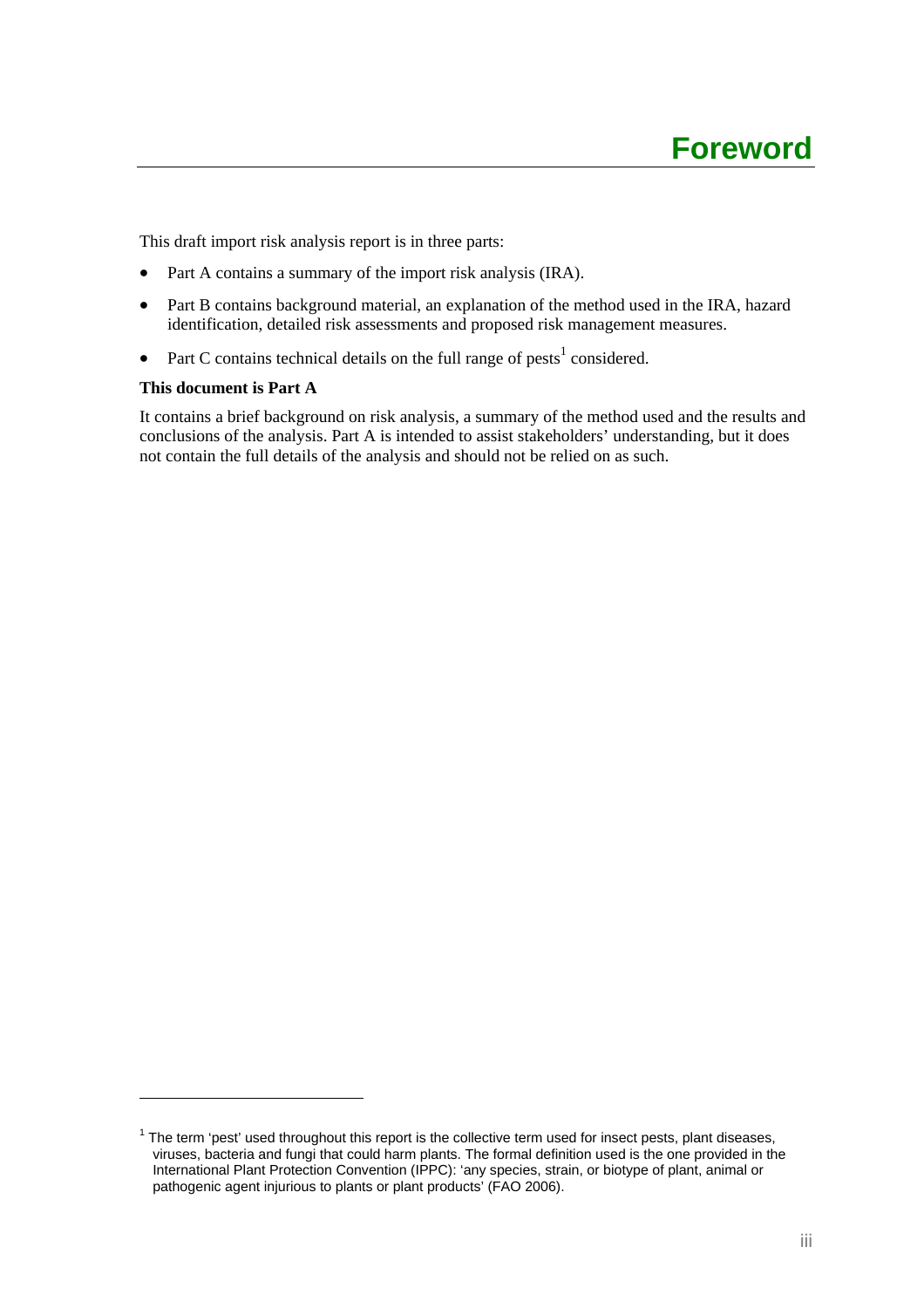# Foreword

This draft import risk analysis report is in three parts:

- Part A contains a summary of the import risk analysis (IRA).
- Part B contains background material, an explanation of the method used in the IRA, hazard identification, detailed risk assessments and proposed risk management measures.
- Part C contains technical details on the full range of pests[1] considered.

**This document is Part A**

It contains a brief background on risk analysis, a summary of the method used and the results and conclusions of the analysis. Part A is intended to assist stakeholders' understanding, but it does not contain the full details of the analysis and should not be relied on as such.

---

[1] The term 'pest' used throughout this report is the collective term used for insect pests, plant diseases, viruses, bacteria and fungi that could harm plants. The formal definition used is the one provided in the International Plant Protection Convention (IPPC): 'any species, strain, or biotype of plant, animal or pathogenic agent injurious to plants or plant products' (FAO 2006).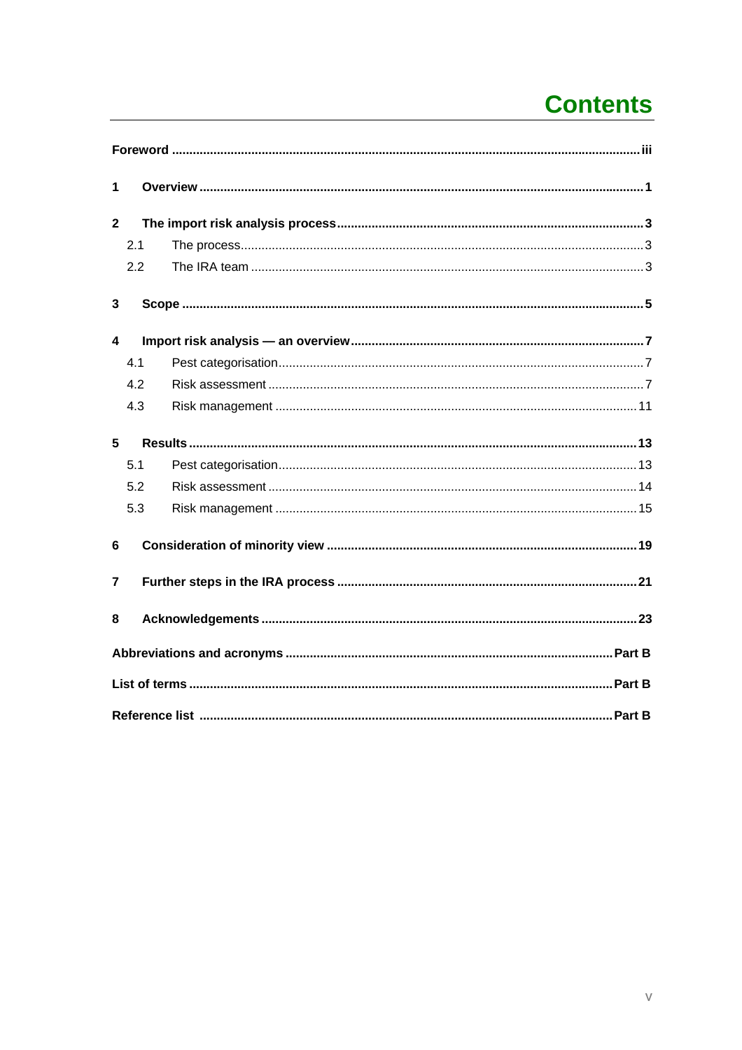# Contents

| | | |
|---|---|---|
| **Foreword** | | **iii** |
| **1** | **Overview** | **1** |
| **2** | **The import risk analysis process** | **3** |
| 2.1 | The process | 3 |
| 2.2 | The IRA team | 3 |
| **3** | **Scope** | **5** |
| **4** | **Import risk analysis — an overview** | **7** |
| 4.1 | Pest categorisation | 7 |
| 4.2 | Risk assessment | 7 |
| 4.3 | Risk management | 11 |
| **5** | **Results** | **13** |
| 5.1 | Pest categorisation | 13 |
| 5.2 | Risk assessment | 14 |
| 5.3 | Risk management | 15 |
| **6** | **Consideration of minority view** | **19** |
| **7** | **Further steps in the IRA process** | **21** |
| **8** | **Acknowledgements** | **23** |
| **Abbreviations and acronyms** | | **Part B** |
| **List of terms** | | **Part B** |
| **Reference list** | | **Part B** |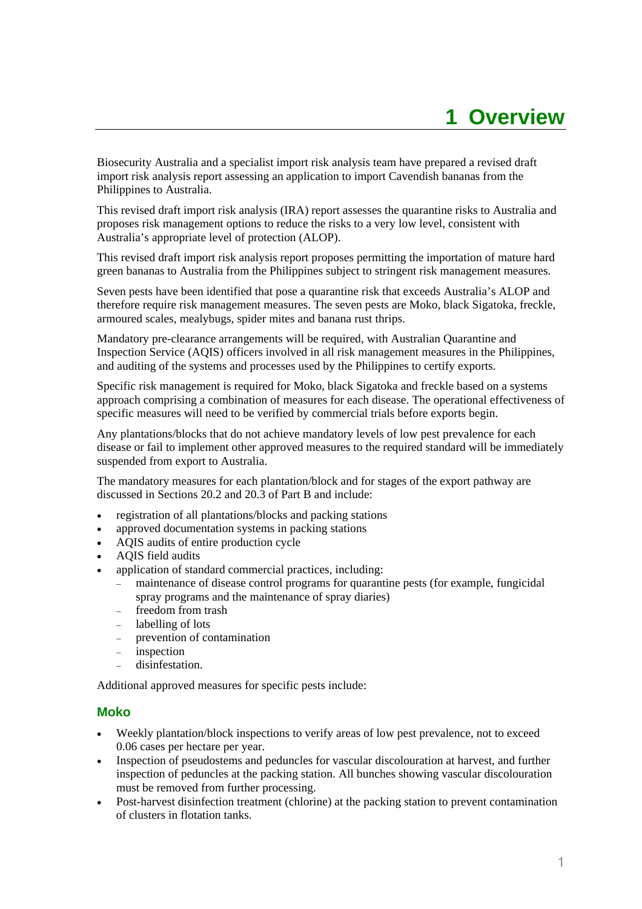# 1 Overview

Biosecurity Australia and a specialist import risk analysis team have prepared a revised draft import risk analysis report assessing an application to import Cavendish bananas from the Philippines to Australia.

This revised draft import risk analysis (IRA) report assesses the quarantine risks to Australia and proposes risk management options to reduce the risks to a very low level, consistent with Australia's appropriate level of protection (ALOP).

This revised draft import risk analysis report proposes permitting the importation of mature hard green bananas to Australia from the Philippines subject to stringent risk management measures.

Seven pests have been identified that pose a quarantine risk that exceeds Australia's ALOP and therefore require risk management measures. The seven pests are Moko, black Sigatoka, freckle, armoured scales, mealybugs, spider mites and banana rust thrips.

Mandatory pre-clearance arrangements will be required, with Australian Quarantine and Inspection Service (AQIS) officers involved in all risk management measures in the Philippines, and auditing of the systems and processes used by the Philippines to certify exports.

Specific risk management is required for Moko, black Sigatoka and freckle based on a systems approach comprising a combination of measures for each disease. The operational effectiveness of specific measures will need to be verified by commercial trials before exports begin.

Any plantations/blocks that do not achieve mandatory levels of low pest prevalence for each disease or fail to implement other approved measures to the required standard will be immediately suspended from export to Australia.

The mandatory measures for each plantation/block and for stages of the export pathway are discussed in Sections 20.2 and 20.3 of Part B and include:

- registration of all plantations/blocks and packing stations
- approved documentation systems in packing stations
- AQIS audits of entire production cycle
- AQIS field audits
- application of standard commercial practices, including:
  - maintenance of disease control programs for quarantine pests (for example, fungicidal spray programs and the maintenance of spray diaries)
  - freedom from trash
  - labelling of lots
  - prevention of contamination
  - inspection
  - disinfestation.

Additional approved measures for specific pests include:

### Moko

- Weekly plantation/block inspections to verify areas of low pest prevalence, not to exceed 0.06 cases per hectare per year.
- Inspection of pseudostems and peduncles for vascular discolouration at harvest, and further inspection of peduncles at the packing station. All bunches showing vascular discolouration must be removed from further processing.
- Post-harvest disinfection treatment (chlorine) at the packing station to prevent contamination of clusters in flotation tanks.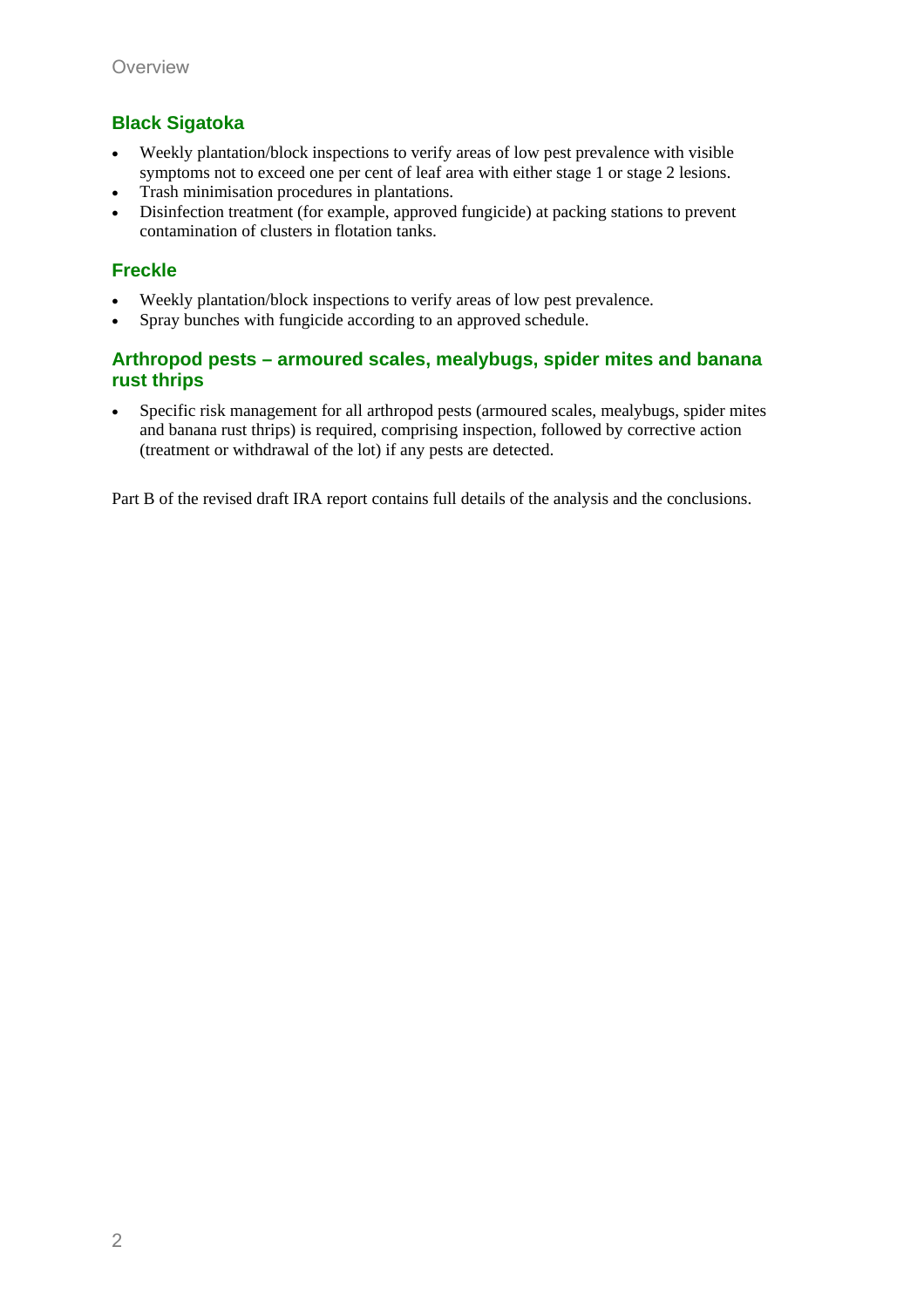## Black Sigatoka

- Weekly plantation/block inspections to verify areas of low pest prevalence with visible symptoms not to exceed one per cent of leaf area with either stage 1 or stage 2 lesions.
- Trash minimisation procedures in plantations.
- Disinfection treatment (for example, approved fungicide) at packing stations to prevent contamination of clusters in flotation tanks.

## Freckle

- Weekly plantation/block inspections to verify areas of low pest prevalence.
- Spray bunches with fungicide according to an approved schedule.

## Arthropod pests – armoured scales, mealybugs, spider mites and banana rust thrips

- Specific risk management for all arthropod pests (armoured scales, mealybugs, spider mites and banana rust thrips) is required, comprising inspection, followed by corrective action (treatment or withdrawal of the lot) if any pests are detected.

Part B of the revised draft IRA report contains full details of the analysis and the conclusions.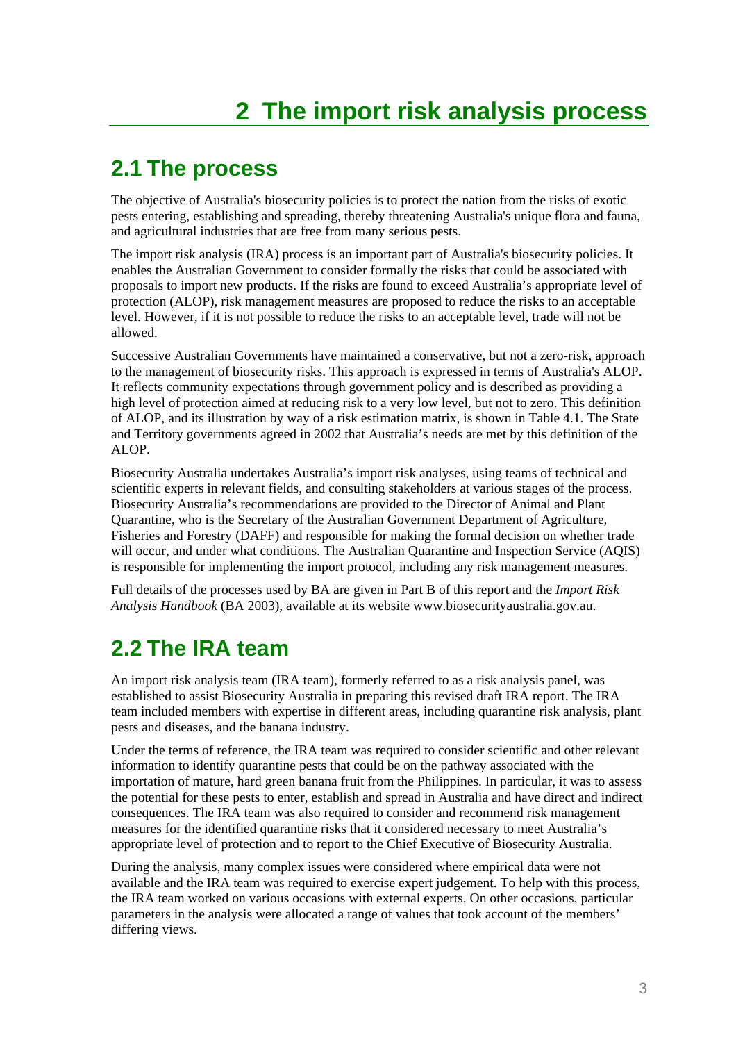# 2 The import risk analysis process

## 2.1 The process

The objective of Australia's biosecurity policies is to protect the nation from the risks of exotic pests entering, establishing and spreading, thereby threatening Australia's unique flora and fauna, and agricultural industries that are free from many serious pests.

The import risk analysis (IRA) process is an important part of Australia's biosecurity policies. It enables the Australian Government to consider formally the risks that could be associated with proposals to import new products. If the risks are found to exceed Australia's appropriate level of protection (ALOP), risk management measures are proposed to reduce the risks to an acceptable level. However, if it is not possible to reduce the risks to an acceptable level, trade will not be allowed.

Successive Australian Governments have maintained a conservative, but not a zero-risk, approach to the management of biosecurity risks. This approach is expressed in terms of Australia's ALOP. It reflects community expectations through government policy and is described as providing a high level of protection aimed at reducing risk to a very low level, but not to zero. This definition of ALOP, and its illustration by way of a risk estimation matrix, is shown in Table 4.1. The State and Territory governments agreed in 2002 that Australia's needs are met by this definition of the ALOP.

Biosecurity Australia undertakes Australia's import risk analyses, using teams of technical and scientific experts in relevant fields, and consulting stakeholders at various stages of the process. Biosecurity Australia's recommendations are provided to the Director of Animal and Plant Quarantine, who is the Secretary of the Australian Government Department of Agriculture, Fisheries and Forestry (DAFF) and responsible for making the formal decision on whether trade will occur, and under what conditions. The Australian Quarantine and Inspection Service (AQIS) is responsible for implementing the import protocol, including any risk management measures.

Full details of the processes used by BA are given in Part B of this report and the *Import Risk Analysis Handbook* (BA 2003), available at its website www.biosecurityaustralia.gov.au.

## 2.2 The IRA team

An import risk analysis team (IRA team), formerly referred to as a risk analysis panel, was established to assist Biosecurity Australia in preparing this revised draft IRA report. The IRA team included members with expertise in different areas, including quarantine risk analysis, plant pests and diseases, and the banana industry.

Under the terms of reference, the IRA team was required to consider scientific and other relevant information to identify quarantine pests that could be on the pathway associated with the importation of mature, hard green banana fruit from the Philippines. In particular, it was to assess the potential for these pests to enter, establish and spread in Australia and have direct and indirect consequences. The IRA team was also required to consider and recommend risk management measures for the identified quarantine risks that it considered necessary to meet Australia's appropriate level of protection and to report to the Chief Executive of Biosecurity Australia.

During the analysis, many complex issues were considered where empirical data were not available and the IRA team was required to exercise expert judgement. To help with this process, the IRA team worked on various occasions with external experts. On other occasions, particular parameters in the analysis were allocated a range of values that took account of the members' differing views.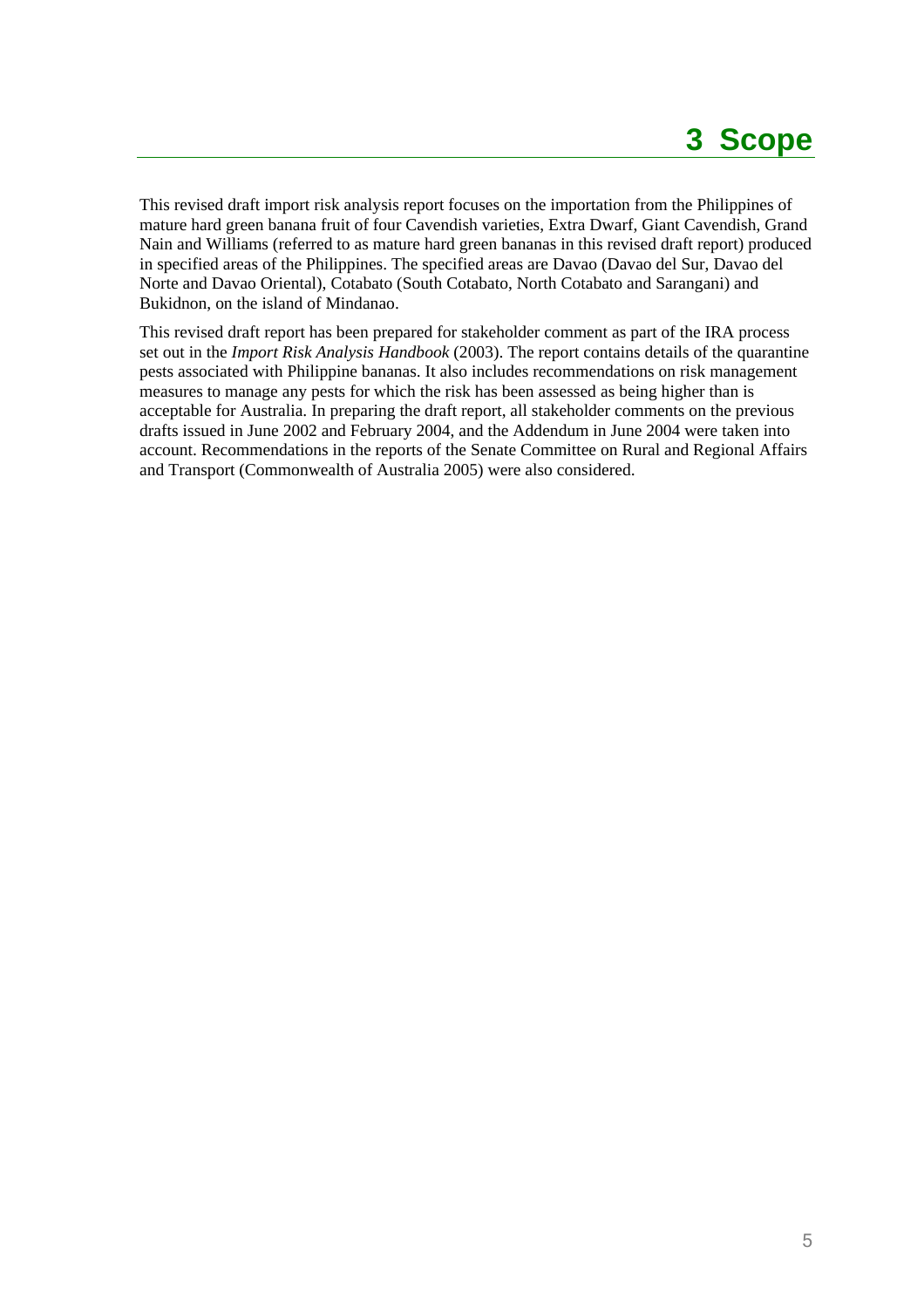# 3 Scope

This revised draft import risk analysis report focuses on the importation from the Philippines of mature hard green banana fruit of four Cavendish varieties, Extra Dwarf, Giant Cavendish, Grand Nain and Williams (referred to as mature hard green bananas in this revised draft report) produced in specified areas of the Philippines. The specified areas are Davao (Davao del Sur, Davao del Norte and Davao Oriental), Cotabato (South Cotabato, North Cotabato and Sarangani) and Bukidnon, on the island of Mindanao.

This revised draft report has been prepared for stakeholder comment as part of the IRA process set out in the *Import Risk Analysis Handbook* (2003). The report contains details of the quarantine pests associated with Philippine bananas. It also includes recommendations on risk management measures to manage any pests for which the risk has been assessed as being higher than is acceptable for Australia. In preparing the draft report, all stakeholder comments on the previous drafts issued in June 2002 and February 2004, and the Addendum in June 2004 were taken into account. Recommendations in the reports of the Senate Committee on Rural and Regional Affairs and Transport (Commonwealth of Australia 2005) were also considered.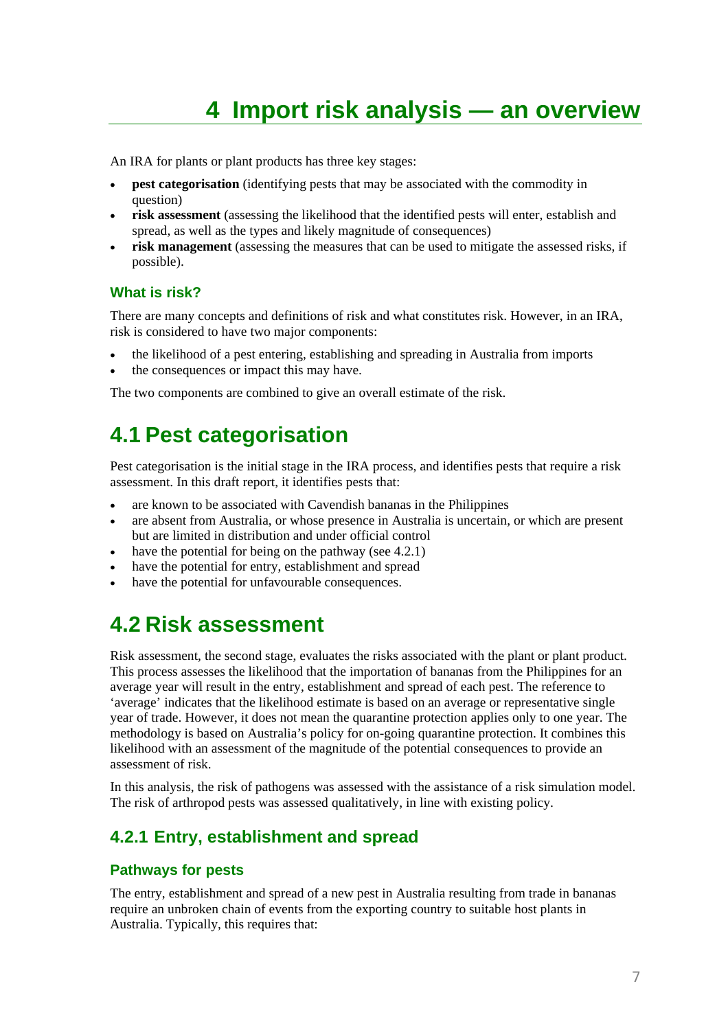# 4 Import risk analysis — an overview

An IRA for plants or plant products has three key stages:

- **pest categorisation** (identifying pests that may be associated with the commodity in question)
- **risk assessment** (assessing the likelihood that the identified pests will enter, establish and spread, as well as the types and likely magnitude of consequences)
- **risk management** (assessing the measures that can be used to mitigate the assessed risks, if possible).

### What is risk?

There are many concepts and definitions of risk and what constitutes risk. However, in an IRA, risk is considered to have two major components:

- the likelihood of a pest entering, establishing and spreading in Australia from imports
- the consequences or impact this may have.

The two components are combined to give an overall estimate of the risk.

## 4.1 Pest categorisation

Pest categorisation is the initial stage in the IRA process, and identifies pests that require a risk assessment. In this draft report, it identifies pests that:

- are known to be associated with Cavendish bananas in the Philippines
- are absent from Australia, or whose presence in Australia is uncertain, or which are present but are limited in distribution and under official control
- have the potential for being on the pathway (see 4.2.1)
- have the potential for entry, establishment and spread
- have the potential for unfavourable consequences.

## 4.2 Risk assessment

Risk assessment, the second stage, evaluates the risks associated with the plant or plant product. This process assesses the likelihood that the importation of bananas from the Philippines for an average year will result in the entry, establishment and spread of each pest. The reference to 'average' indicates that the likelihood estimate is based on an average or representative single year of trade. However, it does not mean the quarantine protection applies only to one year. The methodology is based on Australia's policy for on-going quarantine protection. It combines this likelihood with an assessment of the magnitude of the potential consequences to provide an assessment of risk.

In this analysis, the risk of pathogens was assessed with the assistance of a risk simulation model. The risk of arthropod pests was assessed qualitatively, in line with existing policy.

### 4.2.1 Entry, establishment and spread

#### Pathways for pests

The entry, establishment and spread of a new pest in Australia resulting from trade in bananas require an unbroken chain of events from the exporting country to suitable host plants in Australia. Typically, this requires that: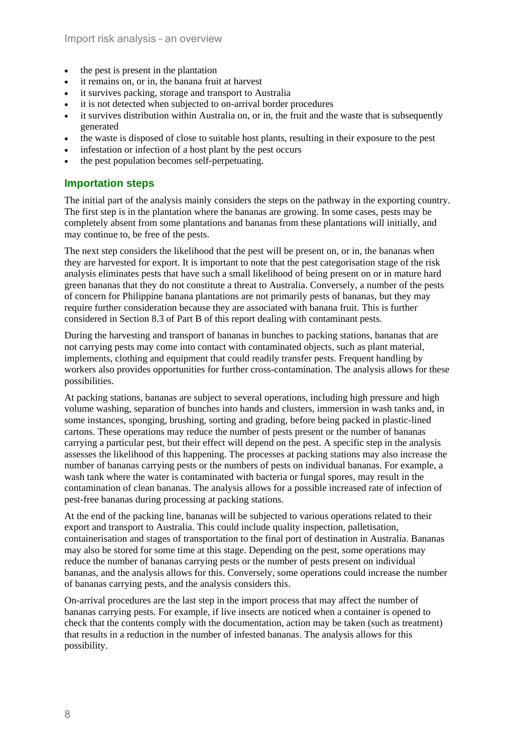- the pest is present in the plantation
- it remains on, or in, the banana fruit at harvest
- it survives packing, storage and transport to Australia
- it is not detected when subjected to on-arrival border procedures
- it survives distribution within Australia on, or in, the fruit and the waste that is subsequently generated
- the waste is disposed of close to suitable host plants, resulting in their exposure to the pest
- infestation or infection of a host plant by the pest occurs
- the pest population becomes self-perpetuating.

## Importation steps

The initial part of the analysis mainly considers the steps on the pathway in the exporting country. The first step is in the plantation where the bananas are growing. In some cases, pests may be completely absent from some plantations and bananas from these plantations will initially, and may continue to, be free of the pests.

The next step considers the likelihood that the pest will be present on, or in, the bananas when they are harvested for export. It is important to note that the pest categorisation stage of the risk analysis eliminates pests that have such a small likelihood of being present on or in mature hard green bananas that they do not constitute a threat to Australia. Conversely, a number of the pests of concern for Philippine banana plantations are not primarily pests of bananas, but they may require further consideration because they are associated with banana fruit. This is further considered in Section 8.3 of Part B of this report dealing with contaminant pests.

During the harvesting and transport of bananas in bunches to packing stations, bananas that are not carrying pests may come into contact with contaminated objects, such as plant material, implements, clothing and equipment that could readily transfer pests. Frequent handling by workers also provides opportunities for further cross-contamination. The analysis allows for these possibilities.

At packing stations, bananas are subject to several operations, including high pressure and high volume washing, separation of bunches into hands and clusters, immersion in wash tanks and, in some instances, sponging, brushing, sorting and grading, before being packed in plastic-lined cartons. These operations may reduce the number of pests present or the number of bananas carrying a particular pest, but their effect will depend on the pest. A specific step in the analysis assesses the likelihood of this happening. The processes at packing stations may also increase the number of bananas carrying pests or the numbers of pests on individual bananas. For example, a wash tank where the water is contaminated with bacteria or fungal spores, may result in the contamination of clean bananas. The analysis allows for a possible increased rate of infection of pest-free bananas during processing at packing stations.

At the end of the packing line, bananas will be subjected to various operations related to their export and transport to Australia. This could include quality inspection, palletisation, containerisation and stages of transportation to the final port of destination in Australia. Bananas may also be stored for some time at this stage. Depending on the pest, some operations may reduce the number of bananas carrying pests or the number of pests present on individual bananas, and the analysis allows for this. Conversely, some operations could increase the number of bananas carrying pests, and the analysis considers this.

On-arrival procedures are the last step in the import process that may affect the number of bananas carrying pests. For example, if live insects are noticed when a container is opened to check that the contents comply with the documentation, action may be taken (such as treatment) that results in a reduction in the number of infested bananas. The analysis allows for this possibility.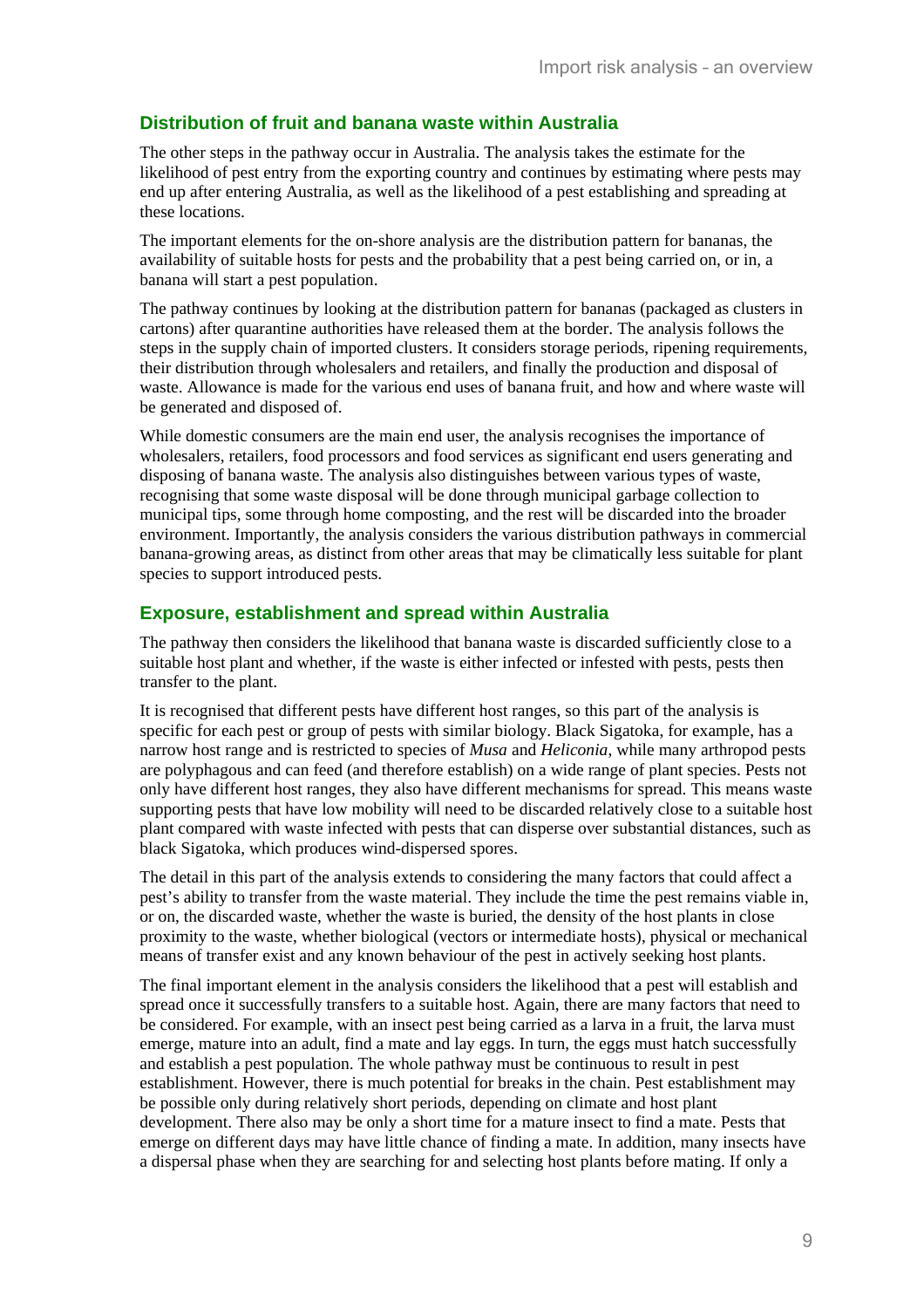## Distribution of fruit and banana waste within Australia

The other steps in the pathway occur in Australia. The analysis takes the estimate for the likelihood of pest entry from the exporting country and continues by estimating where pests may end up after entering Australia, as well as the likelihood of a pest establishing and spreading at these locations.

The important elements for the on-shore analysis are the distribution pattern for bananas, the availability of suitable hosts for pests and the probability that a pest being carried on, or in, a banana will start a pest population.

The pathway continues by looking at the distribution pattern for bananas (packaged as clusters in cartons) after quarantine authorities have released them at the border. The analysis follows the steps in the supply chain of imported clusters. It considers storage periods, ripening requirements, their distribution through wholesalers and retailers, and finally the production and disposal of waste. Allowance is made for the various end uses of banana fruit, and how and where waste will be generated and disposed of.

While domestic consumers are the main end user, the analysis recognises the importance of wholesalers, retailers, food processors and food services as significant end users generating and disposing of banana waste. The analysis also distinguishes between various types of waste, recognising that some waste disposal will be done through municipal garbage collection to municipal tips, some through home composting, and the rest will be discarded into the broader environment. Importantly, the analysis considers the various distribution pathways in commercial banana-growing areas, as distinct from other areas that may be climatically less suitable for plant species to support introduced pests.

## Exposure, establishment and spread within Australia

The pathway then considers the likelihood that banana waste is discarded sufficiently close to a suitable host plant and whether, if the waste is either infected or infested with pests, pests then transfer to the plant.

It is recognised that different pests have different host ranges, so this part of the analysis is specific for each pest or group of pests with similar biology. Black Sigatoka, for example, has a narrow host range and is restricted to species of *Musa* and *Heliconia*, while many arthropod pests are polyphagous and can feed (and therefore establish) on a wide range of plant species. Pests not only have different host ranges, they also have different mechanisms for spread. This means waste supporting pests that have low mobility will need to be discarded relatively close to a suitable host plant compared with waste infected with pests that can disperse over substantial distances, such as black Sigatoka, which produces wind-dispersed spores.

The detail in this part of the analysis extends to considering the many factors that could affect a pest's ability to transfer from the waste material. They include the time the pest remains viable in, or on, the discarded waste, whether the waste is buried, the density of the host plants in close proximity to the waste, whether biological (vectors or intermediate hosts), physical or mechanical means of transfer exist and any known behaviour of the pest in actively seeking host plants.

The final important element in the analysis considers the likelihood that a pest will establish and spread once it successfully transfers to a suitable host. Again, there are many factors that need to be considered. For example, with an insect pest being carried as a larva in a fruit, the larva must emerge, mature into an adult, find a mate and lay eggs. In turn, the eggs must hatch successfully and establish a pest population. The whole pathway must be continuous to result in pest establishment. However, there is much potential for breaks in the chain. Pest establishment may be possible only during relatively short periods, depending on climate and host plant development. There also may be only a short time for a mature insect to find a mate. Pests that emerge on different days may have little chance of finding a mate. In addition, many insects have a dispersal phase when they are searching for and selecting host plants before mating. If only a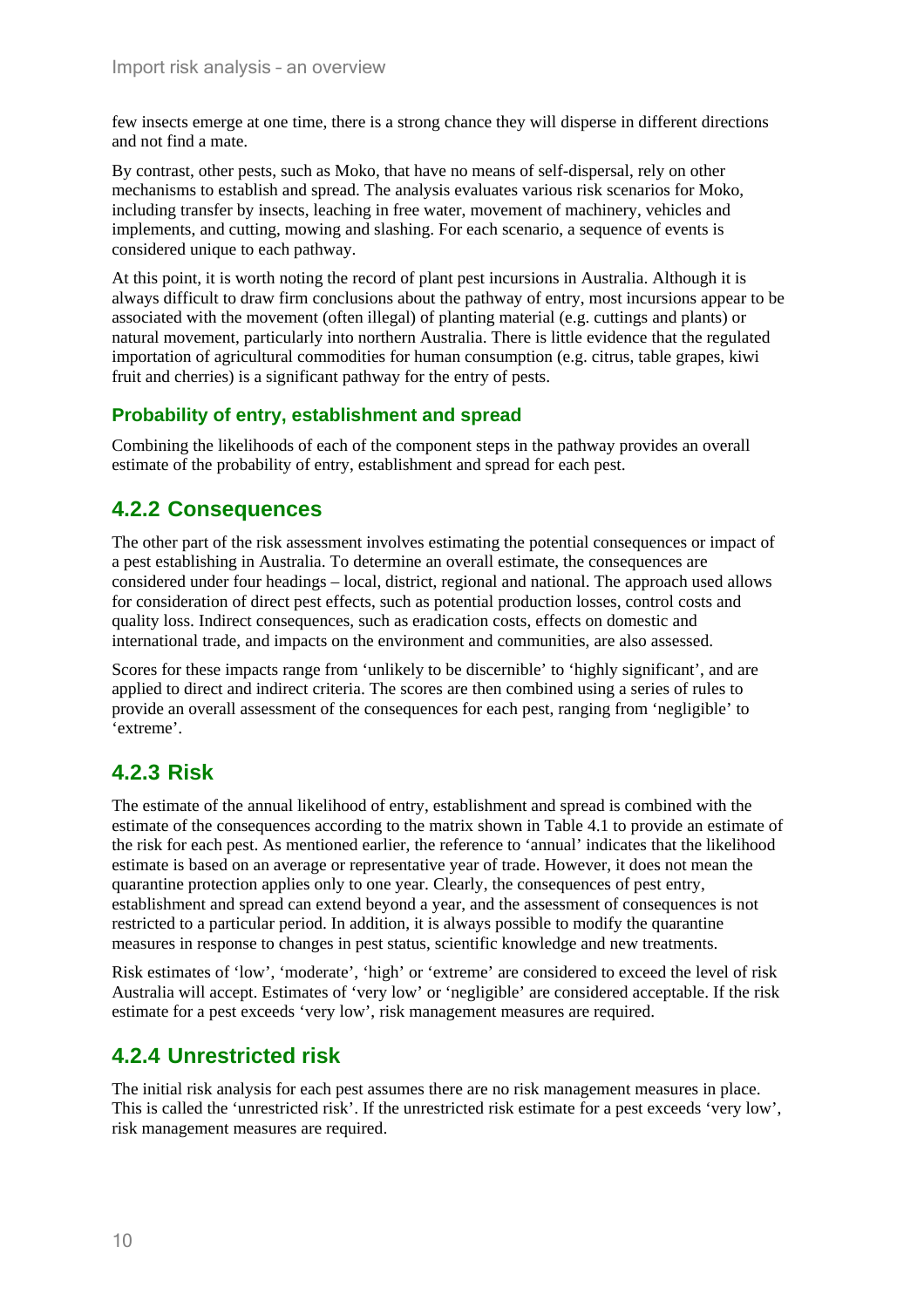few insects emerge at one time, there is a strong chance they will disperse in different directions and not find a mate.

By contrast, other pests, such as Moko, that have no means of self-dispersal, rely on other mechanisms to establish and spread. The analysis evaluates various risk scenarios for Moko, including transfer by insects, leaching in free water, movement of machinery, vehicles and implements, and cutting, mowing and slashing. For each scenario, a sequence of events is considered unique to each pathway.

At this point, it is worth noting the record of plant pest incursions in Australia. Although it is always difficult to draw firm conclusions about the pathway of entry, most incursions appear to be associated with the movement (often illegal) of planting material (e.g. cuttings and plants) or natural movement, particularly into northern Australia. There is little evidence that the regulated importation of agricultural commodities for human consumption (e.g. citrus, table grapes, kiwi fruit and cherries) is a significant pathway for the entry of pests.

### Probability of entry, establishment and spread

Combining the likelihoods of each of the component steps in the pathway provides an overall estimate of the probability of entry, establishment and spread for each pest.

## 4.2.2 Consequences

The other part of the risk assessment involves estimating the potential consequences or impact of a pest establishing in Australia. To determine an overall estimate, the consequences are considered under four headings – local, district, regional and national. The approach used allows for consideration of direct pest effects, such as potential production losses, control costs and quality loss. Indirect consequences, such as eradication costs, effects on domestic and international trade, and impacts on the environment and communities, are also assessed.

Scores for these impacts range from 'unlikely to be discernible' to 'highly significant', and are applied to direct and indirect criteria. The scores are then combined using a series of rules to provide an overall assessment of the consequences for each pest, ranging from 'negligible' to 'extreme'.

## 4.2.3 Risk

The estimate of the annual likelihood of entry, establishment and spread is combined with the estimate of the consequences according to the matrix shown in Table 4.1 to provide an estimate of the risk for each pest. As mentioned earlier, the reference to 'annual' indicates that the likelihood estimate is based on an average or representative year of trade. However, it does not mean the quarantine protection applies only to one year. Clearly, the consequences of pest entry, establishment and spread can extend beyond a year, and the assessment of consequences is not restricted to a particular period. In addition, it is always possible to modify the quarantine measures in response to changes in pest status, scientific knowledge and new treatments.

Risk estimates of 'low', 'moderate', 'high' or 'extreme' are considered to exceed the level of risk Australia will accept. Estimates of 'very low' or 'negligible' are considered acceptable. If the risk estimate for a pest exceeds 'very low', risk management measures are required.

## 4.2.4 Unrestricted risk

The initial risk analysis for each pest assumes there are no risk management measures in place. This is called the 'unrestricted risk'. If the unrestricted risk estimate for a pest exceeds 'very low', risk management measures are required.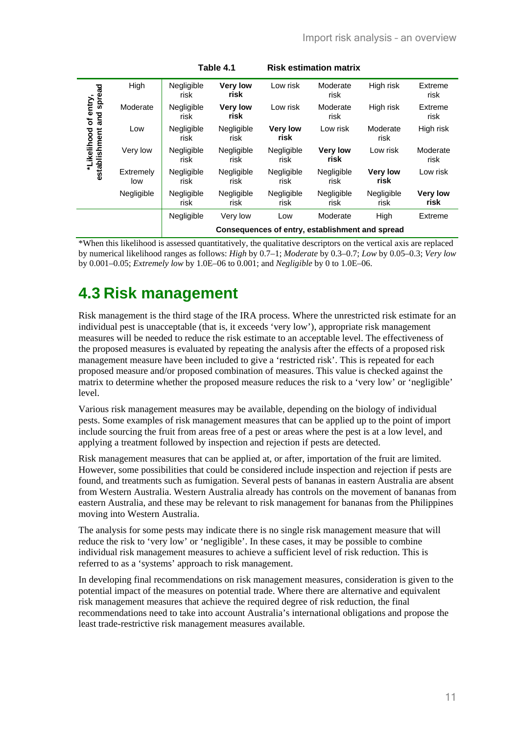**Table 4.1 Risk estimation matrix**

| *Likelihood of entry, establishment and spread | | | | | | |
|---|---|---|---|---|---|---|
| High | Negligible risk | **Very low risk** | Low risk | Moderate risk | High risk | Extreme risk |
| Moderate | Negligible risk | **Very low risk** | Low risk | Moderate risk | High risk | Extreme risk |
| Low | Negligible risk | Negligible risk | **Very low risk** | Low risk | Moderate risk | High risk |
| Very low | Negligible risk | Negligible risk | Negligible risk | **Very low risk** | Low risk | Moderate risk |
| Extremely low | Negligible risk | Negligible risk | Negligible risk | Negligible risk | **Very low risk** | Low risk |
| Negligible | Negligible risk | Negligible risk | Negligible risk | Negligible risk | Negligible risk | **Very low risk** |
| | Negligible | Very low | Low | Moderate | High | Extreme |
| | **Consequences of entry, establishment and spread** | | | | | |

*When this likelihood is assessed quantitatively, the qualitative descriptors on the vertical axis are replaced by numerical likelihood ranges as follows: *High* by 0.7–1; *Moderate* by 0.3–0.7; *Low* by 0.05–0.3; *Very low* by 0.001–0.05; *Extremely low* by 1.0E–06 to 0.001; and *Negligible* by 0 to 1.0E–06.

## 4.3 Risk management

Risk management is the third stage of the IRA process. Where the unrestricted risk estimate for an individual pest is unacceptable (that is, it exceeds 'very low'), appropriate risk management measures will be needed to reduce the risk estimate to an acceptable level. The effectiveness of the proposed measures is evaluated by repeating the analysis after the effects of a proposed risk management measure have been included to give a 'restricted risk'. This is repeated for each proposed measure and/or proposed combination of measures. This value is checked against the matrix to determine whether the proposed measure reduces the risk to a 'very low' or 'negligible' level.

Various risk management measures may be available, depending on the biology of individual pests. Some examples of risk management measures that can be applied up to the point of import include sourcing the fruit from areas free of a pest or areas where the pest is at a low level, and applying a treatment followed by inspection and rejection if pests are detected.

Risk management measures that can be applied at, or after, importation of the fruit are limited. However, some possibilities that could be considered include inspection and rejection if pests are found, and treatments such as fumigation. Several pests of bananas in eastern Australia are absent from Western Australia. Western Australia already has controls on the movement of bananas from eastern Australia, and these may be relevant to risk management for bananas from the Philippines moving into Western Australia.

The analysis for some pests may indicate there is no single risk management measure that will reduce the risk to 'very low' or 'negligible'. In these cases, it may be possible to combine individual risk management measures to achieve a sufficient level of risk reduction. This is referred to as a 'systems' approach to risk management.

In developing final recommendations on risk management measures, consideration is given to the potential impact of the measures on potential trade. Where there are alternative and equivalent risk management measures that achieve the required degree of risk reduction, the final recommendations need to take into account Australia's international obligations and propose the least trade-restrictive risk management measures available.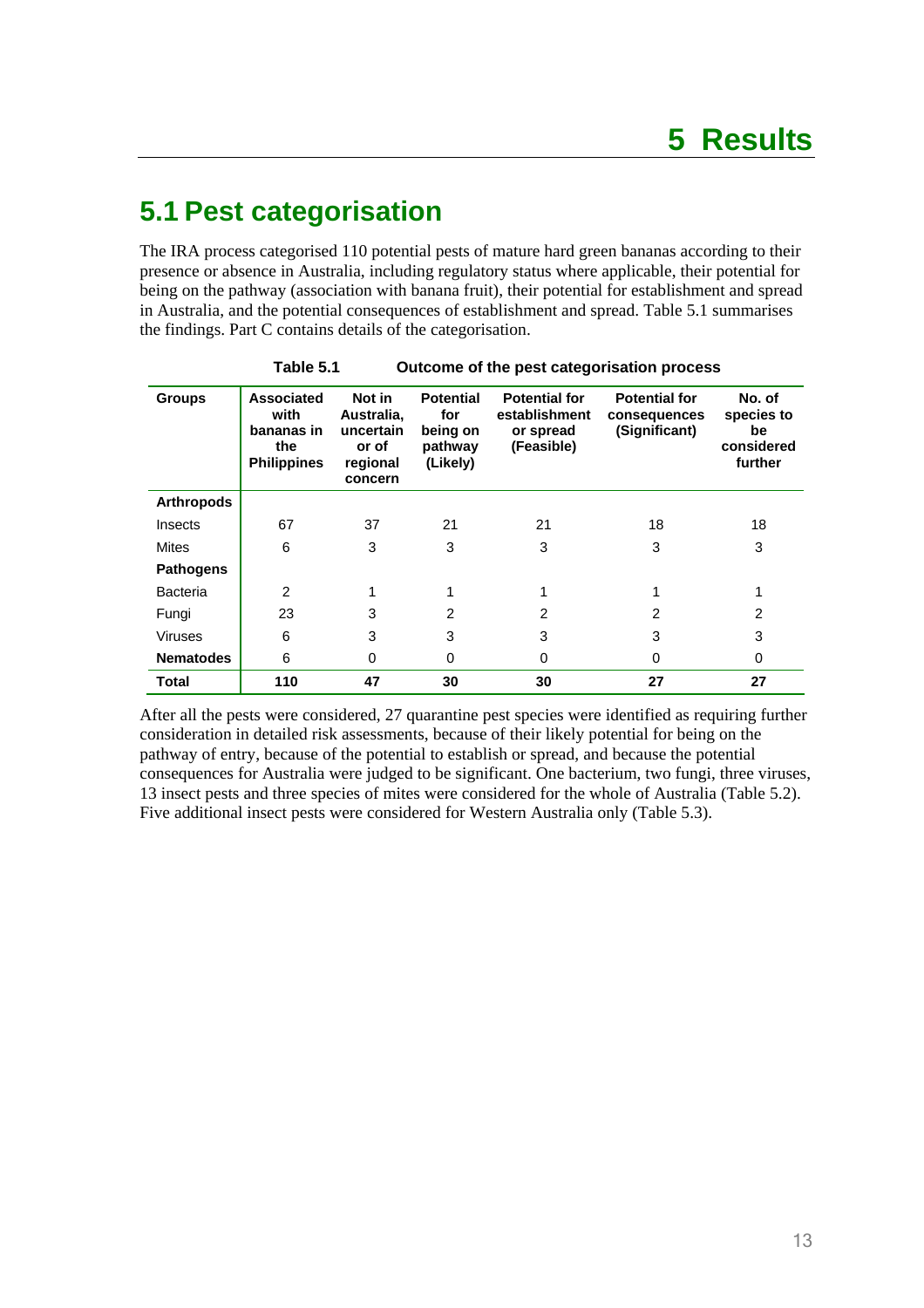# 5 Results

## 5.1 Pest categorisation

The IRA process categorised 110 potential pests of mature hard green bananas according to their presence or absence in Australia, including regulatory status where applicable, their potential for being on the pathway (association with banana fruit), their potential for establishment and spread in Australia, and the potential consequences of establishment and spread. Table 5.1 summarises the findings. Part C contains details of the categorisation.

**Table 5.1 Outcome of the pest categorisation process**

| Groups | Associated with bananas in the Philippines | Not in Australia, uncertain or of regional concern | Potential for being on pathway (Likely) | Potential for establishment or spread (Feasible) | Potential for consequences (Significant) | No. of species to be considered further |
|---|---|---|---|---|---|---|
| **Arthropods** | | | | | | |
| Insects | 67 | 37 | 21 | 21 | 18 | 18 |
| Mites | 6 | 3 | 3 | 3 | 3 | 3 |
| **Pathogens** | | | | | | |
| Bacteria | 2 | 1 | 1 | 1 | 1 | 1 |
| Fungi | 23 | 3 | 2 | 2 | 2 | 2 |
| Viruses | 6 | 3 | 3 | 3 | 3 | 3 |
| **Nematodes** | 6 | 0 | 0 | 0 | 0 | 0 |
| **Total** | **110** | **47** | **30** | **30** | **27** | **27** |

After all the pests were considered, 27 quarantine pest species were identified as requiring further consideration in detailed risk assessments, because of their likely potential for being on the pathway of entry, because of the potential to establish or spread, and because the potential consequences for Australia were judged to be significant. One bacterium, two fungi, three viruses, 13 insect pests and three species of mites were considered for the whole of Australia (Table 5.2). Five additional insect pests were considered for Western Australia only (Table 5.3).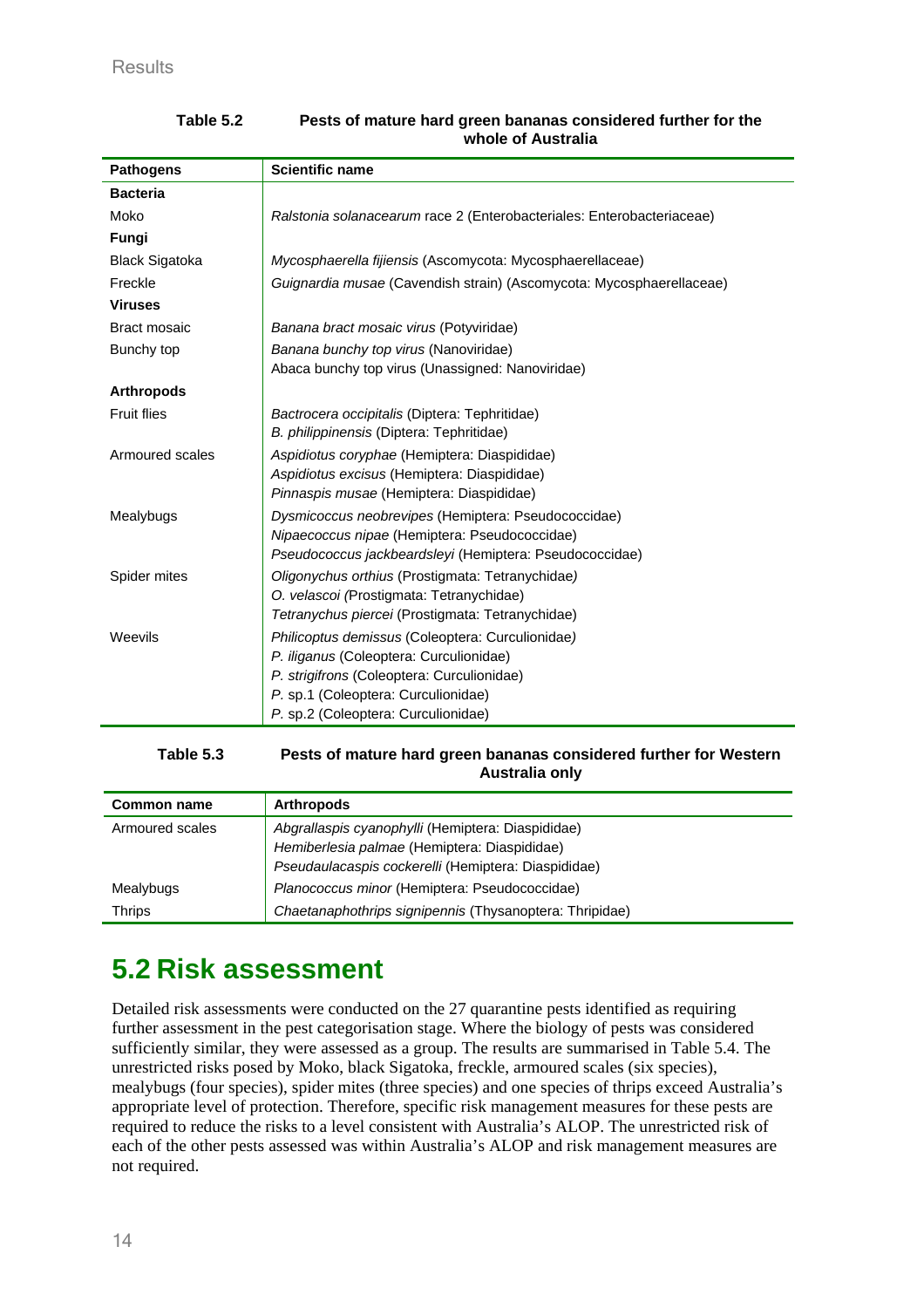**Table 5.2 Pests of mature hard green bananas considered further for the whole of Australia**

| Pathogens | Scientific name |
|---|---|
| **Bacteria** | |
| Moko | *Ralstonia solanacearum* race 2 (Enterobacteriales: Enterobacteriaceae) |
| **Fungi** | |
| Black Sigatoka | *Mycosphaerella fijiensis* (Ascomycota: Mycosphaerellaceae) |
| Freckle | *Guignardia musae* (Cavendish strain) (Ascomycota: Mycosphaerellaceae) |
| **Viruses** | |
| Bract mosaic | *Banana bract mosaic virus* (Potyviridae) |
| Bunchy top | *Banana bunchy top virus* (Nanoviridae)<br>Abaca bunchy top virus (Unassigned: Nanoviridae) |
| **Arthropods** | |
| Fruit flies | *Bactrocera occipitalis* (Diptera: Tephritidae)<br>*B. philippinensis* (Diptera: Tephritidae) |
| Armoured scales | *Aspidiotus coryphae* (Hemiptera: Diaspididae)<br>*Aspidiotus excisus* (Hemiptera: Diaspididae)<br>*Pinnaspis musae* (Hemiptera: Diaspididae) |
| Mealybugs | *Dysmicoccus neobrevipes* (Hemiptera: Pseudococcidae)<br>*Nipaecoccus nipae* (Hemiptera: Pseudococcidae)<br>*Pseudococcus jackbeardsleyi* (Hemiptera: Pseudococcidae) |
| Spider mites | *Oligonychus orthius* (Prostigmata: Tetranychidae)<br>*O. velascoi* (Prostigmata: Tetranychidae)<br>*Tetranychus piercei* (Prostigmata: Tetranychidae) |
| Weevils | *Philicoptus demissus* (Coleoptera: Curculionidae)<br>*P. iliganus* (Coleoptera: Curculionidae)<br>*P. strigifrons* (Coleoptera: Curculionidae)<br>*P.* sp.1 (Coleoptera: Curculionidae)<br>*P.* sp.2 (Coleoptera: Curculionidae) |

**Table 5.3 Pests of mature hard green bananas considered further for Western Australia only**

| Common name | Arthropods |
|---|---|
| Armoured scales | *Abgrallaspis cyanophylli* (Hemiptera: Diaspididae)<br>*Hemiberlesia palmae* (Hemiptera: Diaspididae)<br>*Pseudaulacaspis cockerelli* (Hemiptera: Diaspididae) |
| Mealybugs | *Planococcus minor* (Hemiptera: Pseudococcidae) |
| Thrips | *Chaetanaphothrips signipennis* (Thysanoptera: Thripidae) |

## 5.2 Risk assessment

Detailed risk assessments were conducted on the 27 quarantine pests identified as requiring further assessment in the pest categorisation stage. Where the biology of pests was considered sufficiently similar, they were assessed as a group. The results are summarised in Table 5.4. The unrestricted risks posed by Moko, black Sigatoka, freckle, armoured scales (six species), mealybugs (four species), spider mites (three species) and one species of thrips exceed Australia's appropriate level of protection. Therefore, specific risk management measures for these pests are required to reduce the risks to a level consistent with Australia's ALOP. The unrestricted risk of each of the other pests assessed was within Australia's ALOP and risk management measures are not required.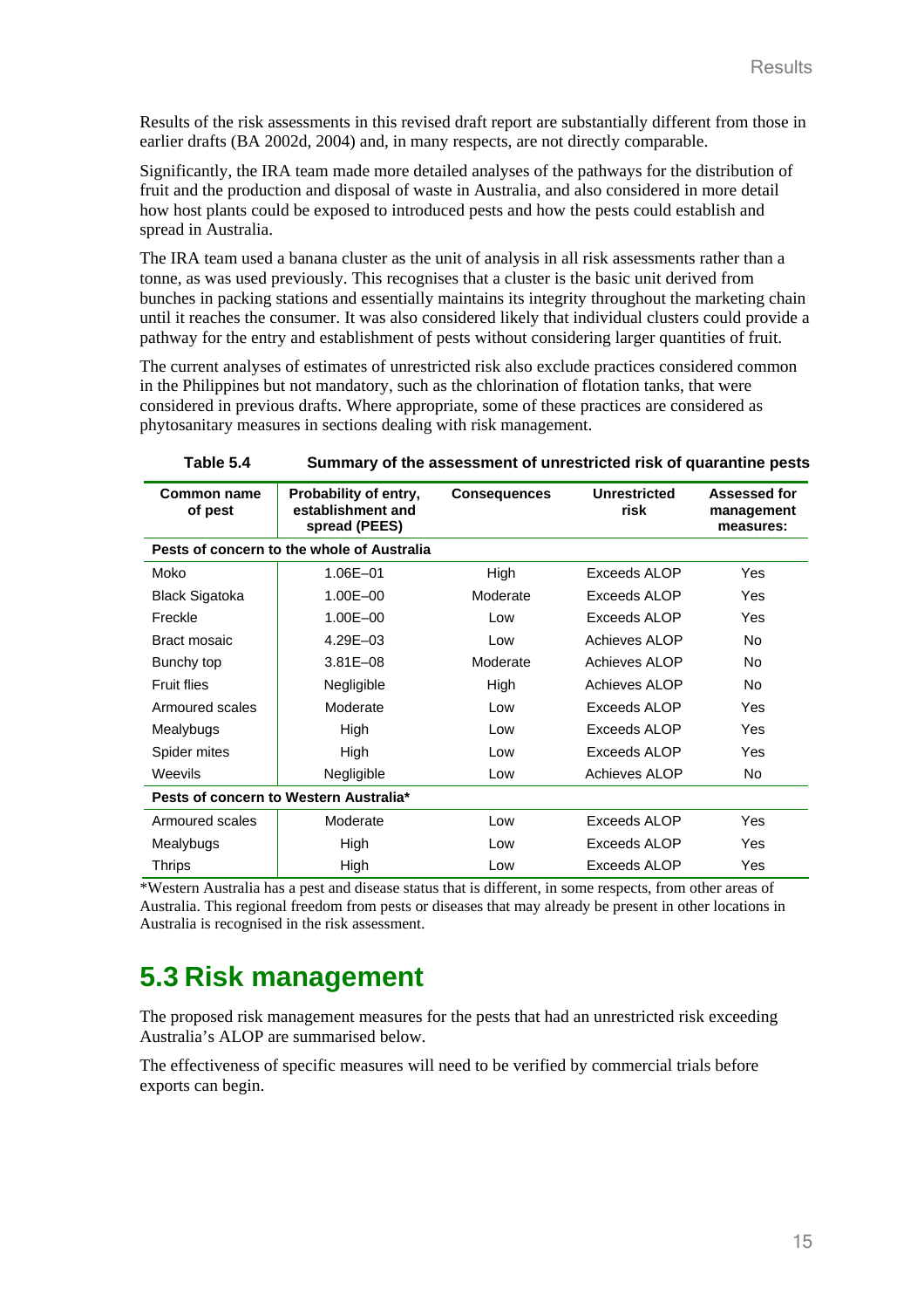Results of the risk assessments in this revised draft report are substantially different from those in earlier drafts (BA 2002d, 2004) and, in many respects, are not directly comparable.

Significantly, the IRA team made more detailed analyses of the pathways for the distribution of fruit and the production and disposal of waste in Australia, and also considered in more detail how host plants could be exposed to introduced pests and how the pests could establish and spread in Australia.

The IRA team used a banana cluster as the unit of analysis in all risk assessments rather than a tonne, as was used previously. This recognises that a cluster is the basic unit derived from bunches in packing stations and essentially maintains its integrity throughout the marketing chain until it reaches the consumer. It was also considered likely that individual clusters could provide a pathway for the entry and establishment of pests without considering larger quantities of fruit.

The current analyses of estimates of unrestricted risk also exclude practices considered common in the Philippines but not mandatory, such as the chlorination of flotation tanks, that were considered in previous drafts. Where appropriate, some of these practices are considered as phytosanitary measures in sections dealing with risk management.

**Table 5.4 Summary of the assessment of unrestricted risk of quarantine pests**

| Common name of pest | Probability of entry, establishment and spread (PEES) | Consequences | Unrestricted risk | Assessed for management measures: |
|---|---|---|---|---|
| **Pests of concern to the whole of Australia** | | | | |
| Moko | 1.06E–01 | High | Exceeds ALOP | Yes |
| Black Sigatoka | 1.00E–00 | Moderate | Exceeds ALOP | Yes |
| Freckle | 1.00E–00 | Low | Exceeds ALOP | Yes |
| Bract mosaic | 4.29E–03 | Low | Achieves ALOP | No |
| Bunchy top | 3.81E–08 | Moderate | Achieves ALOP | No |
| Fruit flies | Negligible | High | Achieves ALOP | No |
| Armoured scales | Moderate | Low | Exceeds ALOP | Yes |
| Mealybugs | High | Low | Exceeds ALOP | Yes |
| Spider mites | High | Low | Exceeds ALOP | Yes |
| Weevils | Negligible | Low | Achieves ALOP | No |
| **Pests of concern to Western Australia*** | | | | |
| Armoured scales | Moderate | Low | Exceeds ALOP | Yes |
| Mealybugs | High | Low | Exceeds ALOP | Yes |
| Thrips | High | Low | Exceeds ALOP | Yes |

*Western Australia has a pest and disease status that is different, in some respects, from other areas of Australia. This regional freedom from pests or diseases that may already be present in other locations in Australia is recognised in the risk assessment.

# 5.3 Risk management

The proposed risk management measures for the pests that had an unrestricted risk exceeding Australia's ALOP are summarised below.

The effectiveness of specific measures will need to be verified by commercial trials before exports can begin.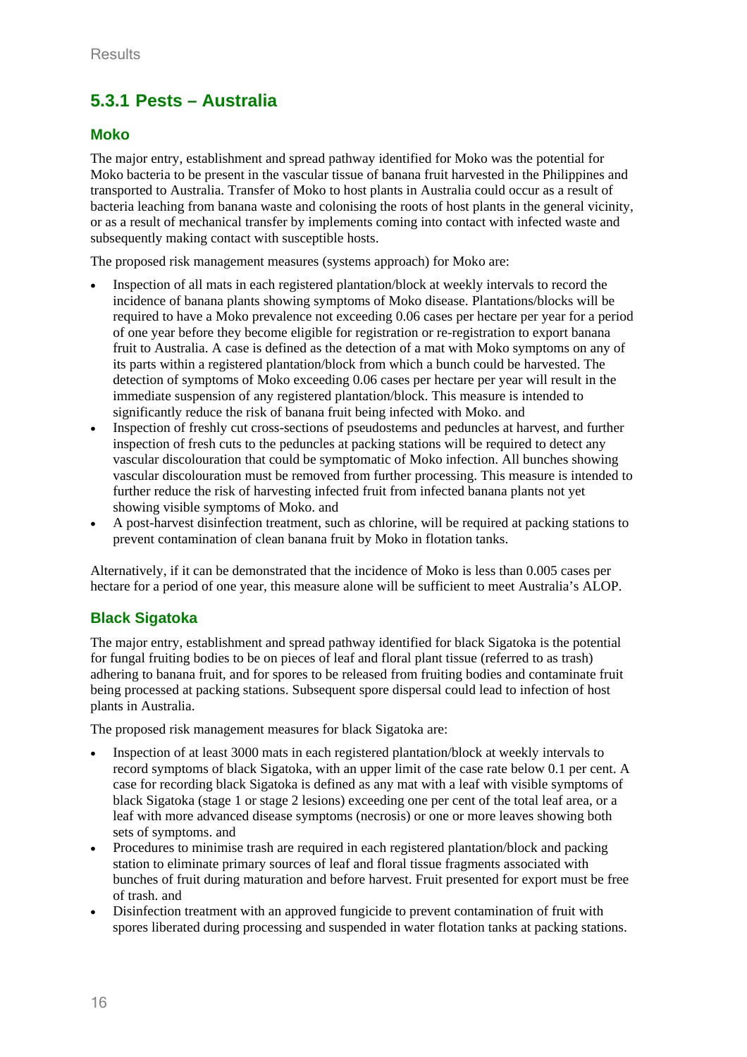## 5.3.1 Pests – Australia

### Moko

The major entry, establishment and spread pathway identified for Moko was the potential for Moko bacteria to be present in the vascular tissue of banana fruit harvested in the Philippines and transported to Australia. Transfer of Moko to host plants in Australia could occur as a result of bacteria leaching from banana waste and colonising the roots of host plants in the general vicinity, or as a result of mechanical transfer by implements coming into contact with infected waste and subsequently making contact with susceptible hosts.

The proposed risk management measures (systems approach) for Moko are:

- Inspection of all mats in each registered plantation/block at weekly intervals to record the incidence of banana plants showing symptoms of Moko disease. Plantations/blocks will be required to have a Moko prevalence not exceeding 0.06 cases per hectare per year for a period of one year before they become eligible for registration or re-registration to export banana fruit to Australia. A case is defined as the detection of a mat with Moko symptoms on any of its parts within a registered plantation/block from which a bunch could be harvested. The detection of symptoms of Moko exceeding 0.06 cases per hectare per year will result in the immediate suspension of any registered plantation/block. This measure is intended to significantly reduce the risk of banana fruit being infected with Moko. and
- Inspection of freshly cut cross-sections of pseudostems and peduncles at harvest, and further inspection of fresh cuts to the peduncles at packing stations will be required to detect any vascular discolouration that could be symptomatic of Moko infection. All bunches showing vascular discolouration must be removed from further processing. This measure is intended to further reduce the risk of harvesting infected fruit from infected banana plants not yet showing visible symptoms of Moko. and
- A post-harvest disinfection treatment, such as chlorine, will be required at packing stations to prevent contamination of clean banana fruit by Moko in flotation tanks.

Alternatively, if it can be demonstrated that the incidence of Moko is less than 0.005 cases per hectare for a period of one year, this measure alone will be sufficient to meet Australia's ALOP.

### Black Sigatoka

The major entry, establishment and spread pathway identified for black Sigatoka is the potential for fungal fruiting bodies to be on pieces of leaf and floral plant tissue (referred to as trash) adhering to banana fruit, and for spores to be released from fruiting bodies and contaminate fruit being processed at packing stations. Subsequent spore dispersal could lead to infection of host plants in Australia.

The proposed risk management measures for black Sigatoka are:

- Inspection of at least 3000 mats in each registered plantation/block at weekly intervals to record symptoms of black Sigatoka, with an upper limit of the case rate below 0.1 per cent. A case for recording black Sigatoka is defined as any mat with a leaf with visible symptoms of black Sigatoka (stage 1 or stage 2 lesions) exceeding one per cent of the total leaf area, or a leaf with more advanced disease symptoms (necrosis) or one or more leaves showing both sets of symptoms. and
- Procedures to minimise trash are required in each registered plantation/block and packing station to eliminate primary sources of leaf and floral tissue fragments associated with bunches of fruit during maturation and before harvest. Fruit presented for export must be free of trash. and
- Disinfection treatment with an approved fungicide to prevent contamination of fruit with spores liberated during processing and suspended in water flotation tanks at packing stations.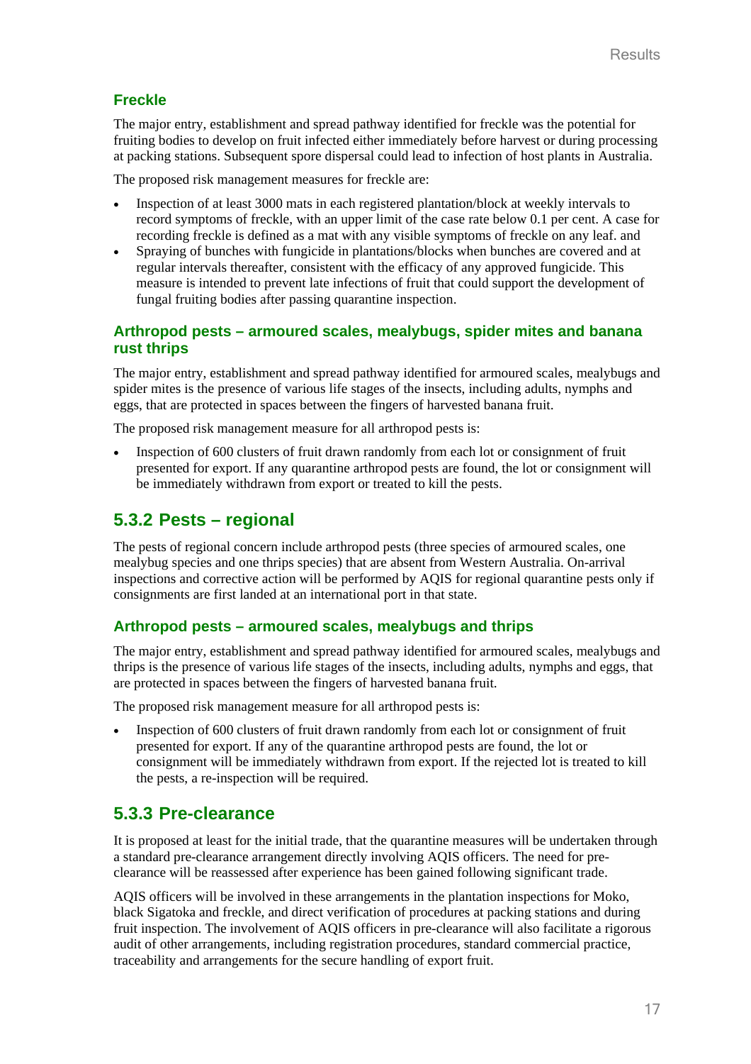### Freckle

The major entry, establishment and spread pathway identified for freckle was the potential for fruiting bodies to develop on fruit infected either immediately before harvest or during processing at packing stations. Subsequent spore dispersal could lead to infection of host plants in Australia.

The proposed risk management measures for freckle are:

- Inspection of at least 3000 mats in each registered plantation/block at weekly intervals to record symptoms of freckle, with an upper limit of the case rate below 0.1 per cent. A case for recording freckle is defined as a mat with any visible symptoms of freckle on any leaf. and
- Spraying of bunches with fungicide in plantations/blocks when bunches are covered and at regular intervals thereafter, consistent with the efficacy of any approved fungicide. This measure is intended to prevent late infections of fruit that could support the development of fungal fruiting bodies after passing quarantine inspection.

### Arthropod pests – armoured scales, mealybugs, spider mites and banana rust thrips

The major entry, establishment and spread pathway identified for armoured scales, mealybugs and spider mites is the presence of various life stages of the insects, including adults, nymphs and eggs, that are protected in spaces between the fingers of harvested banana fruit.

The proposed risk management measure for all arthropod pests is:

- Inspection of 600 clusters of fruit drawn randomly from each lot or consignment of fruit presented for export. If any quarantine arthropod pests are found, the lot or consignment will be immediately withdrawn from export or treated to kill the pests.

## 5.3.2 Pests – regional

The pests of regional concern include arthropod pests (three species of armoured scales, one mealybug species and one thrips species) that are absent from Western Australia. On-arrival inspections and corrective action will be performed by AQIS for regional quarantine pests only if consignments are first landed at an international port in that state.

### Arthropod pests – armoured scales, mealybugs and thrips

The major entry, establishment and spread pathway identified for armoured scales, mealybugs and thrips is the presence of various life stages of the insects, including adults, nymphs and eggs, that are protected in spaces between the fingers of harvested banana fruit.

The proposed risk management measure for all arthropod pests is:

- Inspection of 600 clusters of fruit drawn randomly from each lot or consignment of fruit presented for export. If any of the quarantine arthropod pests are found, the lot or consignment will be immediately withdrawn from export. If the rejected lot is treated to kill the pests, a re-inspection will be required.

## 5.3.3 Pre-clearance

It is proposed at least for the initial trade, that the quarantine measures will be undertaken through a standard pre-clearance arrangement directly involving AQIS officers. The need for pre-clearance will be reassessed after experience has been gained following significant trade.

AQIS officers will be involved in these arrangements in the plantation inspections for Moko, black Sigatoka and freckle, and direct verification of procedures at packing stations and during fruit inspection. The involvement of AQIS officers in pre-clearance will also facilitate a rigorous audit of other arrangements, including registration procedures, standard commercial practice, traceability and arrangements for the secure handling of export fruit.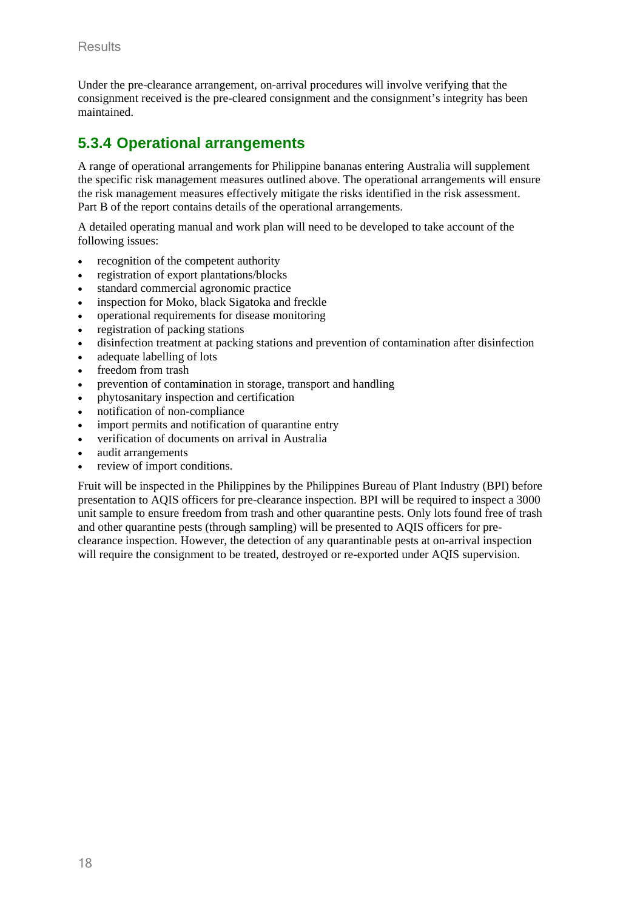Under the pre-clearance arrangement, on-arrival procedures will involve verifying that the consignment received is the pre-cleared consignment and the consignment's integrity has been maintained.

### 5.3.4 Operational arrangements

A range of operational arrangements for Philippine bananas entering Australia will supplement the specific risk management measures outlined above. The operational arrangements will ensure the risk management measures effectively mitigate the risks identified in the risk assessment. Part B of the report contains details of the operational arrangements.

A detailed operating manual and work plan will need to be developed to take account of the following issues:

- recognition of the competent authority
- registration of export plantations/blocks
- standard commercial agronomic practice
- inspection for Moko, black Sigatoka and freckle
- operational requirements for disease monitoring
- registration of packing stations
- disinfection treatment at packing stations and prevention of contamination after disinfection
- adequate labelling of lots
- freedom from trash
- prevention of contamination in storage, transport and handling
- phytosanitary inspection and certification
- notification of non-compliance
- import permits and notification of quarantine entry
- verification of documents on arrival in Australia
- audit arrangements
- review of import conditions.

Fruit will be inspected in the Philippines by the Philippines Bureau of Plant Industry (BPI) before presentation to AQIS officers for pre-clearance inspection. BPI will be required to inspect a 3000 unit sample to ensure freedom from trash and other quarantine pests. Only lots found free of trash and other quarantine pests (through sampling) will be presented to AQIS officers for pre-clearance inspection. However, the detection of any quarantinable pests at on-arrival inspection will require the consignment to be treated, destroyed or re-exported under AQIS supervision.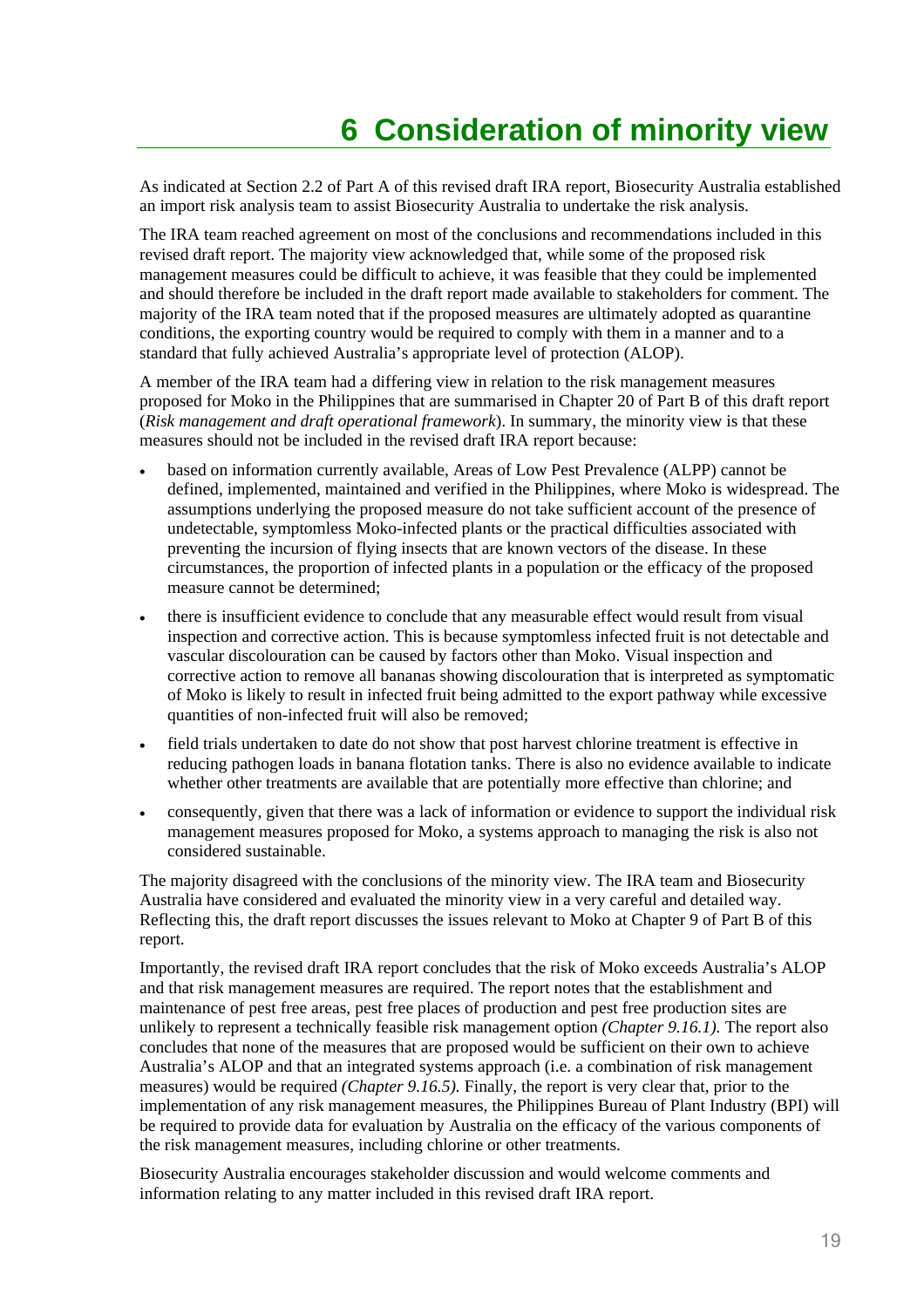# 6 Consideration of minority view

As indicated at Section 2.2 of Part A of this revised draft IRA report, Biosecurity Australia established an import risk analysis team to assist Biosecurity Australia to undertake the risk analysis.

The IRA team reached agreement on most of the conclusions and recommendations included in this revised draft report. The majority view acknowledged that, while some of the proposed risk management measures could be difficult to achieve, it was feasible that they could be implemented and should therefore be included in the draft report made available to stakeholders for comment. The majority of the IRA team noted that if the proposed measures are ultimately adopted as quarantine conditions, the exporting country would be required to comply with them in a manner and to a standard that fully achieved Australia's appropriate level of protection (ALOP).

A member of the IRA team had a differing view in relation to the risk management measures proposed for Moko in the Philippines that are summarised in Chapter 20 of Part B of this draft report (*Risk management and draft operational framework*). In summary, the minority view is that these measures should not be included in the revised draft IRA report because:

- based on information currently available, Areas of Low Pest Prevalence (ALPP) cannot be defined, implemented, maintained and verified in the Philippines, where Moko is widespread. The assumptions underlying the proposed measure do not take sufficient account of the presence of undetectable, symptomless Moko-infected plants or the practical difficulties associated with preventing the incursion of flying insects that are known vectors of the disease. In these circumstances, the proportion of infected plants in a population or the efficacy of the proposed measure cannot be determined;
- there is insufficient evidence to conclude that any measurable effect would result from visual inspection and corrective action. This is because symptomless infected fruit is not detectable and vascular discolouration can be caused by factors other than Moko. Visual inspection and corrective action to remove all bananas showing discolouration that is interpreted as symptomatic of Moko is likely to result in infected fruit being admitted to the export pathway while excessive quantities of non-infected fruit will also be removed;
- field trials undertaken to date do not show that post harvest chlorine treatment is effective in reducing pathogen loads in banana flotation tanks. There is also no evidence available to indicate whether other treatments are available that are potentially more effective than chlorine; and
- consequently, given that there was a lack of information or evidence to support the individual risk management measures proposed for Moko, a systems approach to managing the risk is also not considered sustainable.

The majority disagreed with the conclusions of the minority view. The IRA team and Biosecurity Australia have considered and evaluated the minority view in a very careful and detailed way. Reflecting this, the draft report discusses the issues relevant to Moko at Chapter 9 of Part B of this report.

Importantly, the revised draft IRA report concludes that the risk of Moko exceeds Australia's ALOP and that risk management measures are required. The report notes that the establishment and maintenance of pest free areas, pest free places of production and pest free production sites are unlikely to represent a technically feasible risk management option *(Chapter 9.16.1).* The report also concludes that none of the measures that are proposed would be sufficient on their own to achieve Australia's ALOP and that an integrated systems approach (i.e. a combination of risk management measures) would be required *(Chapter 9.16.5).* Finally, the report is very clear that, prior to the implementation of any risk management measures, the Philippines Bureau of Plant Industry (BPI) will be required to provide data for evaluation by Australia on the efficacy of the various components of the risk management measures, including chlorine or other treatments.

Biosecurity Australia encourages stakeholder discussion and would welcome comments and information relating to any matter included in this revised draft IRA report.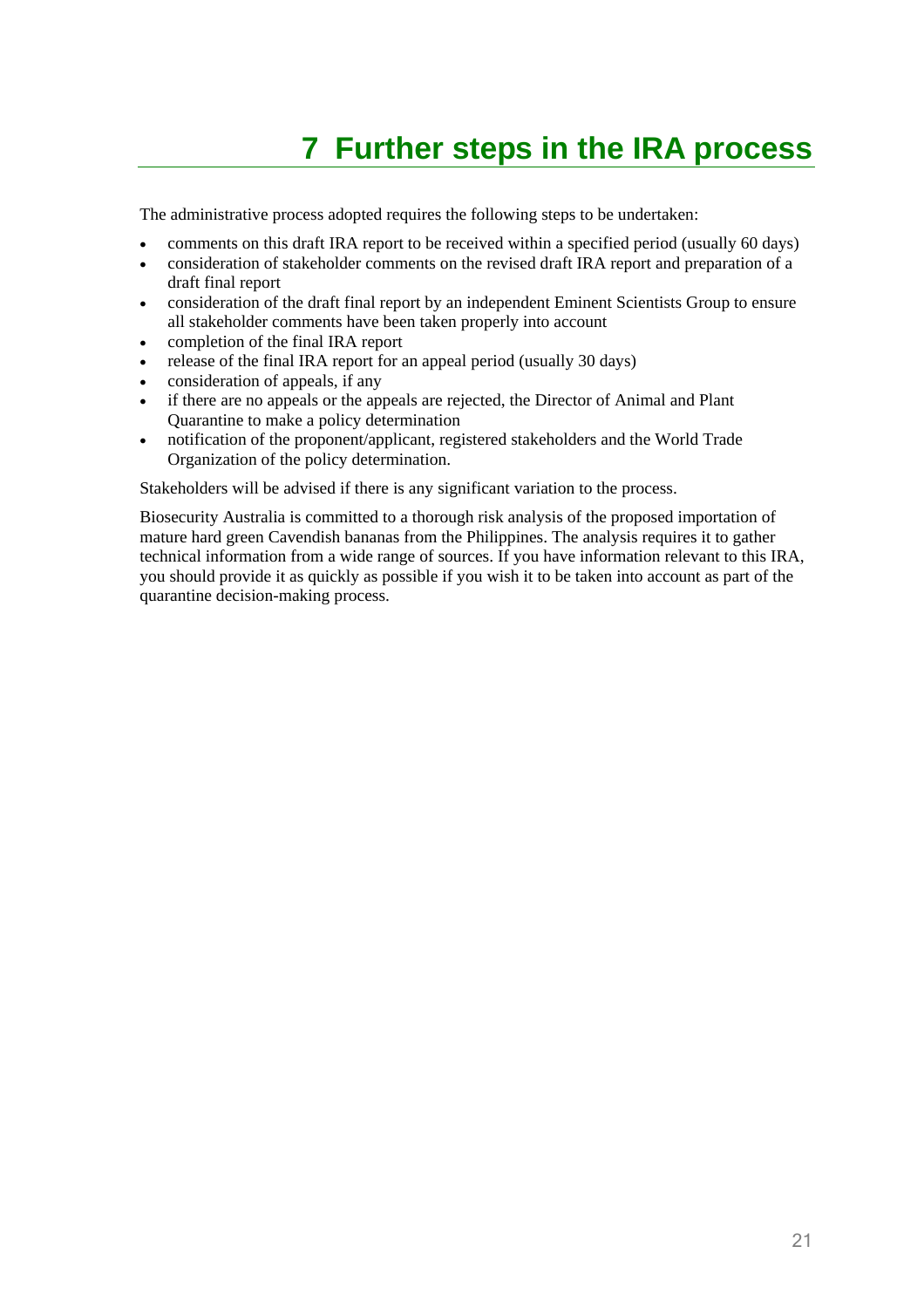# 7 Further steps in the IRA process

The administrative process adopted requires the following steps to be undertaken:

- comments on this draft IRA report to be received within a specified period (usually 60 days)
- consideration of stakeholder comments on the revised draft IRA report and preparation of a draft final report
- consideration of the draft final report by an independent Eminent Scientists Group to ensure all stakeholder comments have been taken properly into account
- completion of the final IRA report
- release of the final IRA report for an appeal period (usually 30 days)
- consideration of appeals, if any
- if there are no appeals or the appeals are rejected, the Director of Animal and Plant Quarantine to make a policy determination
- notification of the proponent/applicant, registered stakeholders and the World Trade Organization of the policy determination.

Stakeholders will be advised if there is any significant variation to the process.

Biosecurity Australia is committed to a thorough risk analysis of the proposed importation of mature hard green Cavendish bananas from the Philippines. The analysis requires it to gather technical information from a wide range of sources. If you have information relevant to this IRA, you should provide it as quickly as possible if you wish it to be taken into account as part of the quarantine decision-making process.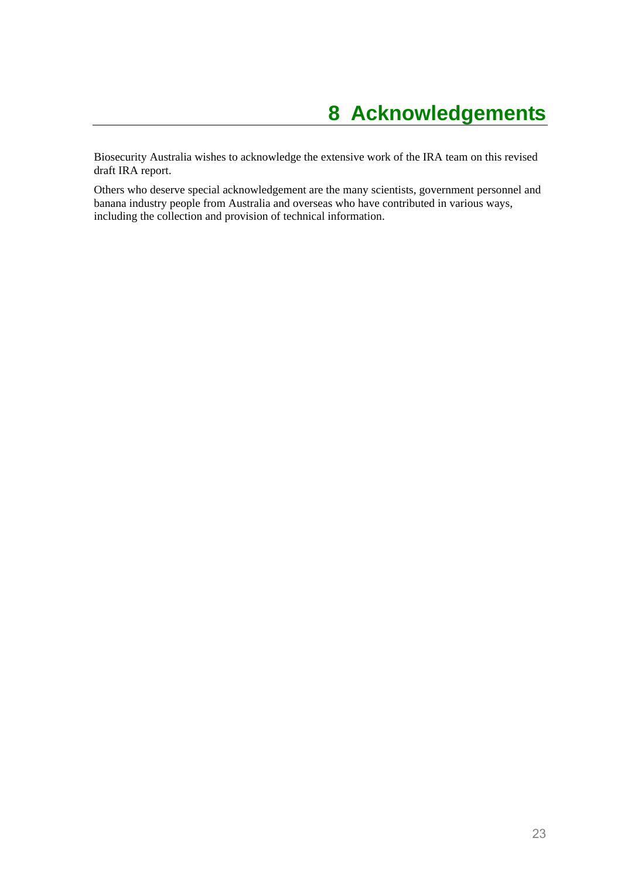# 8 Acknowledgements

Biosecurity Australia wishes to acknowledge the extensive work of the IRA team on this revised draft IRA report.

Others who deserve special acknowledgement are the many scientists, government personnel and banana industry people from Australia and overseas who have contributed in various ways, including the collection and provision of technical information.